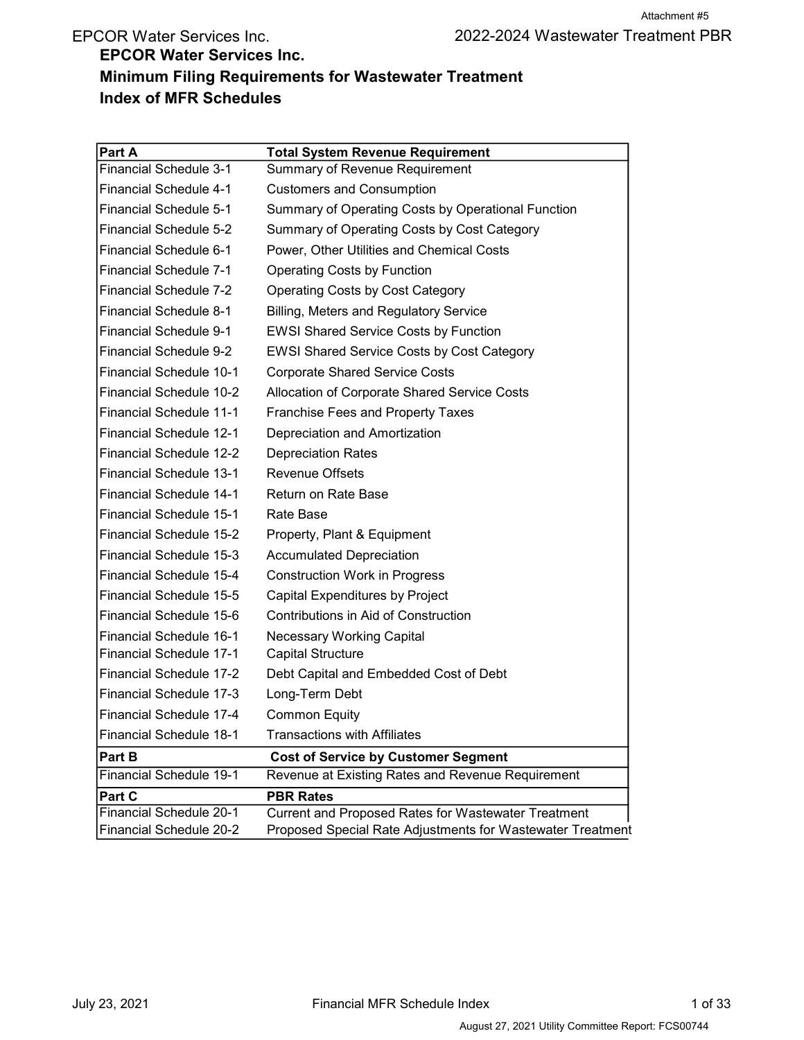# EPCOR Water Services Inc.
## Minimum Filing Requirements for Wastewater Treatment
## Index of MFR Schedules

| Part A | Total System Revenue Requirement |
| --- | --- |
| Financial Schedule 3-1 | Summary of Revenue Requirement |
| Financial Schedule 4-1 | Customers and Consumption |
| Financial Schedule 5-1 | Summary of Operating Costs by Operational Function |
| Financial Schedule 5-2 | Summary of Operating Costs by Cost Category |
| Financial Schedule 6-1 | Power, Other Utilities and Chemical Costs |
| Financial Schedule 7-1 | Operating Costs by Function |
| Financial Schedule 7-2 | Operating Costs by Cost Category |
| Financial Schedule 8-1 | Billing, Meters and Regulatory Service |
| Financial Schedule 9-1 | EWSI Shared Service Costs by Function |
| Financial Schedule 9-2 | EWSI Shared Service Costs by Cost Category |
| Financial Schedule 10-1 | Corporate Shared Service Costs |
| Financial Schedule 10-2 | Allocation of Corporate Shared Service Costs |
| Financial Schedule 11-1 | Franchise Fees and Property Taxes |
| Financial Schedule 12-1 | Depreciation and Amortization |
| Financial Schedule 12-2 | Depreciation Rates |
| Financial Schedule 13-1 | Revenue Offsets |
| Financial Schedule 14-1 | Return on Rate Base |
| Financial Schedule 15-1 | Rate Base |
| Financial Schedule 15-2 | Property, Plant & Equipment |
| Financial Schedule 15-3 | Accumulated Depreciation |
| Financial Schedule 15-4 | Construction Work in Progress |
| Financial Schedule 15-5 | Capital Expenditures by Project |
| Financial Schedule 15-6 | Contributions in Aid of Construction |
| Financial Schedule 16-1 | Necessary Working Capital |
| Financial Schedule 17-1 | Capital Structure |
| Financial Schedule 17-2 | Debt Capital and Embedded Cost of Debt |
| Financial Schedule 17-3 | Long-Term Debt |
| Financial Schedule 17-4 | Common Equity |
| Financial Schedule 18-1 | Transactions with Affiliates |
| **Part B** | **Cost of Service by Customer Segment** |
| Financial Schedule 19-1 | Revenue at Existing Rates and Revenue Requirement |
| **Part C** | **PBR Rates** |
| Financial Schedule 20-1 | Current and Proposed Rates for Wastewater Treatment |
| Financial Schedule 20-2 | Proposed Special Rate Adjustments for Wastewater Treatment |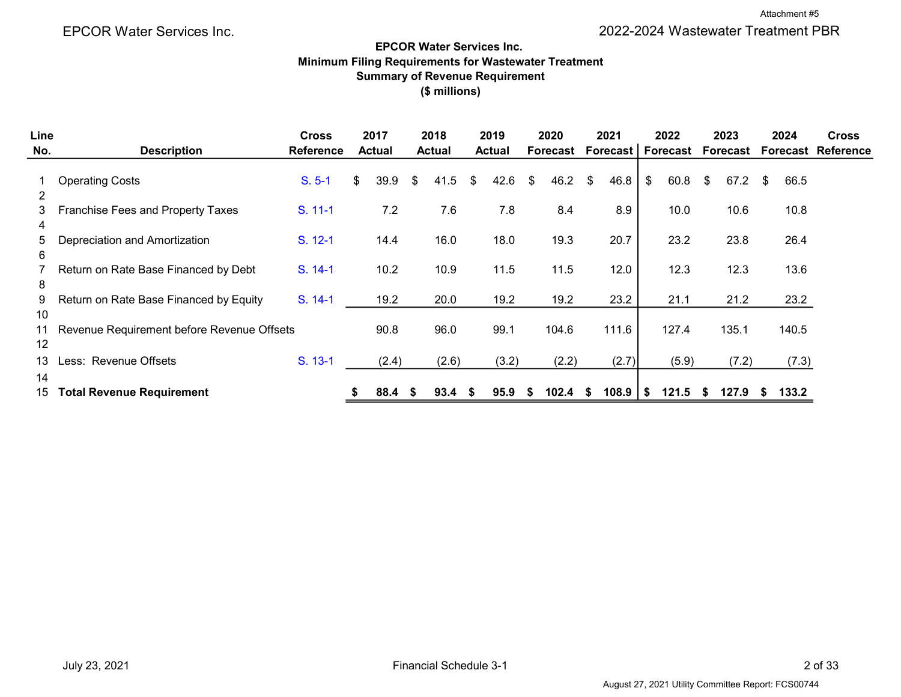Attachment #5

EPCOR Water Services Inc. — 2022-2024 Wastewater Treatment PBR

**EPCOR Water Services Inc.**
**Minimum Filing Requirements for Wastewater Treatment**
**Summary of Revenue Requirement**
**($ millions)**

| Line No. | Description | Cross Reference | 2017 Actual | 2018 Actual | 2019 Actual | 2020 Forecast | 2021 Forecast | 2022 Forecast | 2023 Forecast | 2024 Forecast | Cross Reference |
|---|---|---|---|---|---|---|---|---|---|---|---|
| 1 | Operating Costs | S. 5-1 | $ 39.9 | $ 41.5 | $ 42.6 | $ 46.2 | $ 46.8 | $ 60.8 | $ 67.2 | $ 66.5 | |
| 2 | | | | | | | | | | | |
| 3 | Franchise Fees and Property Taxes | S. 11-1 | 7.2 | 7.6 | 7.8 | 8.4 | 8.9 | 10.0 | 10.6 | 10.8 | |
| 4 | | | | | | | | | | | |
| 5 | Depreciation and Amortization | S. 12-1 | 14.4 | 16.0 | 18.0 | 19.3 | 20.7 | 23.2 | 23.8 | 26.4 | |
| 6 | | | | | | | | | | | |
| 7 | Return on Rate Base Financed by Debt | S. 14-1 | 10.2 | 10.9 | 11.5 | 11.5 | 12.0 | 12.3 | 12.3 | 13.6 | |
| 8 | | | | | | | | | | | |
| 9 | Return on Rate Base Financed by Equity | S. 14-1 | 19.2 | 20.0 | 19.2 | 19.2 | 23.2 | 21.1 | 21.2 | 23.2 | |
| 10 | | | | | | | | | | | |
| 11 | Revenue Requirement before Revenue Offsets | | 90.8 | 96.0 | 99.1 | 104.6 | 111.6 | 127.4 | 135.1 | 140.5 | |
| 12 | | | | | | | | | | | |
| 13 | Less: Revenue Offsets | S. 13-1 | (2.4) | (2.6) | (3.2) | (2.2) | (2.7) | (5.9) | (7.2) | (7.3) | |
| 14 | | | | | | | | | | | |
| 15 | **Total Revenue Requirement** | | **$ 88.4** | **$ 93.4** | **$ 95.9** | **$ 102.4** | **$ 108.9** | **$ 121.5** | **$ 127.9** | **$ 133.2** | |

July 23, 2021 — Financial Schedule 3-1

August 27, 2021 Utility Committee Report: FCS00744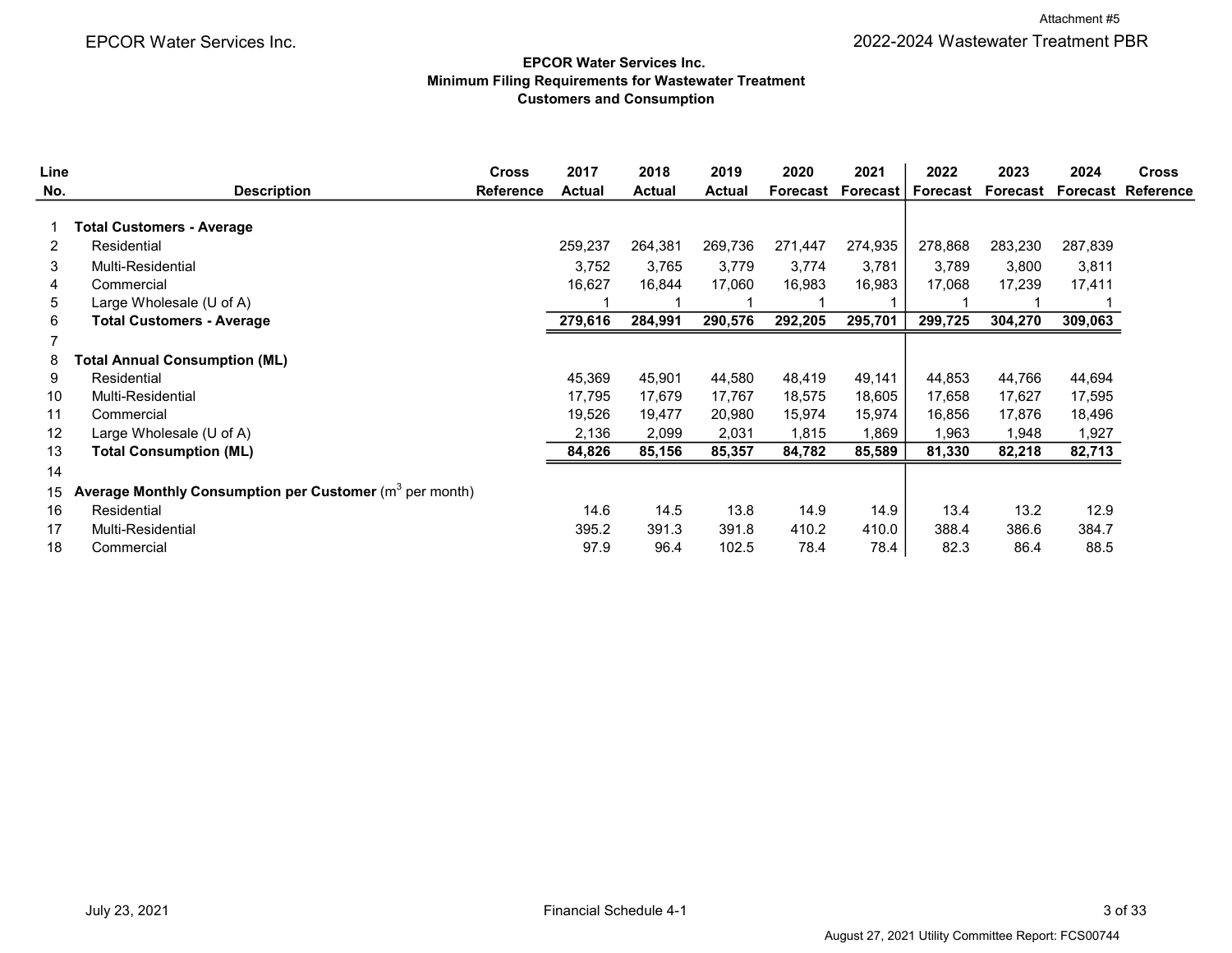# EPCOR Water Services Inc.
## Minimum Filing Requirements for Wastewater Treatment
## Customers and Consumption

| Line No. | Description | Cross Reference | 2017 Actual | 2018 Actual | 2019 Actual | 2020 Forecast | 2021 Forecast | 2022 Forecast | 2023 Forecast | 2024 Forecast | Cross Reference |
|---|---|---|---|---|---|---|---|---|---|---|---|
| 1 | **Total Customers - Average** | | | | | | | | | | |
| 2 | Residential | | 259,237 | 264,381 | 269,736 | 271,447 | 274,935 | 278,868 | 283,230 | 287,839 | |
| 3 | Multi-Residential | | 3,752 | 3,765 | 3,779 | 3,774 | 3,781 | 3,789 | 3,800 | 3,811 | |
| 4 | Commercial | | 16,627 | 16,844 | 17,060 | 16,983 | 16,983 | 17,068 | 17,239 | 17,411 | |
| 5 | Large Wholesale (U of A) | | 1 | 1 | 1 | 1 | 1 | 1 | 1 | 1 | |
| 6 | **Total Customers - Average** | | **279,616** | **284,991** | **290,576** | **292,205** | **295,701** | **299,725** | **304,270** | **309,063** | |
| 7 | | | | | | | | | | | |
| 8 | **Total Annual Consumption (ML)** | | | | | | | | | | |
| 9 | Residential | | 45,369 | 45,901 | 44,580 | 48,419 | 49,141 | 44,853 | 44,766 | 44,694 | |
| 10 | Multi-Residential | | 17,795 | 17,679 | 17,767 | 18,575 | 18,605 | 17,658 | 17,627 | 17,595 | |
| 11 | Commercial | | 19,526 | 19,477 | 20,980 | 15,974 | 15,974 | 16,856 | 17,876 | 18,496 | |
| 12 | Large Wholesale (U of A) | | 2,136 | 2,099 | 2,031 | 1,815 | 1,869 | 1,963 | 1,948 | 1,927 | |
| 13 | **Total Consumption (ML)** | | **84,826** | **85,156** | **85,357** | **84,782** | **85,589** | **81,330** | **82,218** | **82,713** | |
| 14 | | | | | | | | | | | |
| 15 | **Average Monthly Consumption per Customer** ($m^3$ per month) | | | | | | | | | | |
| 16 | Residential | | 14.6 | 14.5 | 13.8 | 14.9 | 14.9 | 13.4 | 13.2 | 12.9 | |
| 17 | Multi-Residential | | 395.2 | 391.3 | 391.8 | 410.2 | 410.0 | 388.4 | 386.6 | 384.7 | |
| 18 | Commercial | | 97.9 | 96.4 | 102.5 | 78.4 | 78.4 | 82.3 | 86.4 | 88.5 | |

July 23, 2021 — Financial Schedule 4-1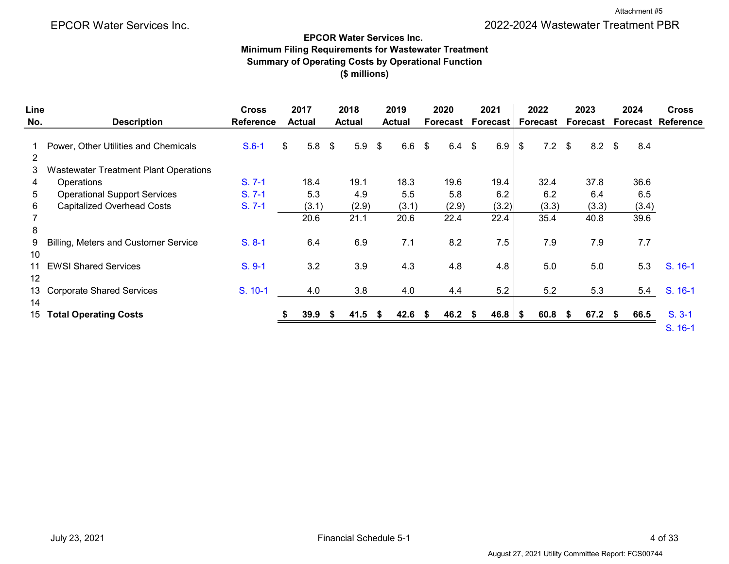Attachment #5

EPCOR Water Services Inc.

2022-2024 Wastewater Treatment PBR

**EPCOR Water Services Inc.**
**Minimum Filing Requirements for Wastewater Treatment**
**Summary of Operating Costs by Operational Function**
**($ millions)**

| Line No. | Description | Cross Reference | 2017 Actual | 2018 Actual | 2019 Actual | 2020 Forecast | 2021 Forecast | 2022 Forecast | 2023 Forecast | 2024 Forecast | Cross Reference |
|---|---|---|---|---|---|---|---|---|---|---|---|
| 1 | Power, Other Utilities and Chemicals | S.6-1 | $ 5.8 | $ 5.9 | $ 6.6 | $ 6.4 | $ 6.9 | $ 7.2 | $ 8.2 | $ 8.4 | |
| 2 | | | | | | | | | | | |
| 3 | Wastewater Treatment Plant Operations | | | | | | | | | | |
| 4 | Operations | S. 7-1 | 18.4 | 19.1 | 18.3 | 19.6 | 19.4 | 32.4 | 37.8 | 36.6 | |
| 5 | Operational Support Services | S. 7-1 | 5.3 | 4.9 | 5.5 | 5.8 | 6.2 | 6.2 | 6.4 | 6.5 | |
| 6 | Capitalized Overhead Costs | S. 7-1 | (3.1) | (2.9) | (3.1) | (2.9) | (3.2) | (3.3) | (3.3) | (3.4) | |
| 7 | | | 20.6 | 21.1 | 20.6 | 22.4 | 22.4 | 35.4 | 40.8 | 39.6 | |
| 8 | | | | | | | | | | | |
| 9 | Billing, Meters and Customer Service | S. 8-1 | 6.4 | 6.9 | 7.1 | 8.2 | 7.5 | 7.9 | 7.9 | 7.7 | |
| 10 | | | | | | | | | | | |
| 11 | EWSI Shared Services | S. 9-1 | 3.2 | 3.9 | 4.3 | 4.8 | 4.8 | 5.0 | 5.0 | 5.3 | S. 16-1 |
| 12 | | | | | | | | | | | |
| 13 | Corporate Shared Services | S. 10-1 | 4.0 | 3.8 | 4.0 | 4.4 | 5.2 | 5.2 | 5.3 | 5.4 | S. 16-1 |
| 14 | | | | | | | | | | | |
| 15 | **Total Operating Costs** | | **$ 39.9** | **$ 41.5** | **$ 42.6** | **$ 46.2** | **$ 46.8** | **$ 60.8** | **$ 67.2** | **$ 66.5** | S. 3-1<br>S. 16-1 |

July 23, 2021

Financial Schedule 5-1

August 27, 2021 Utility Committee Report: FCS00744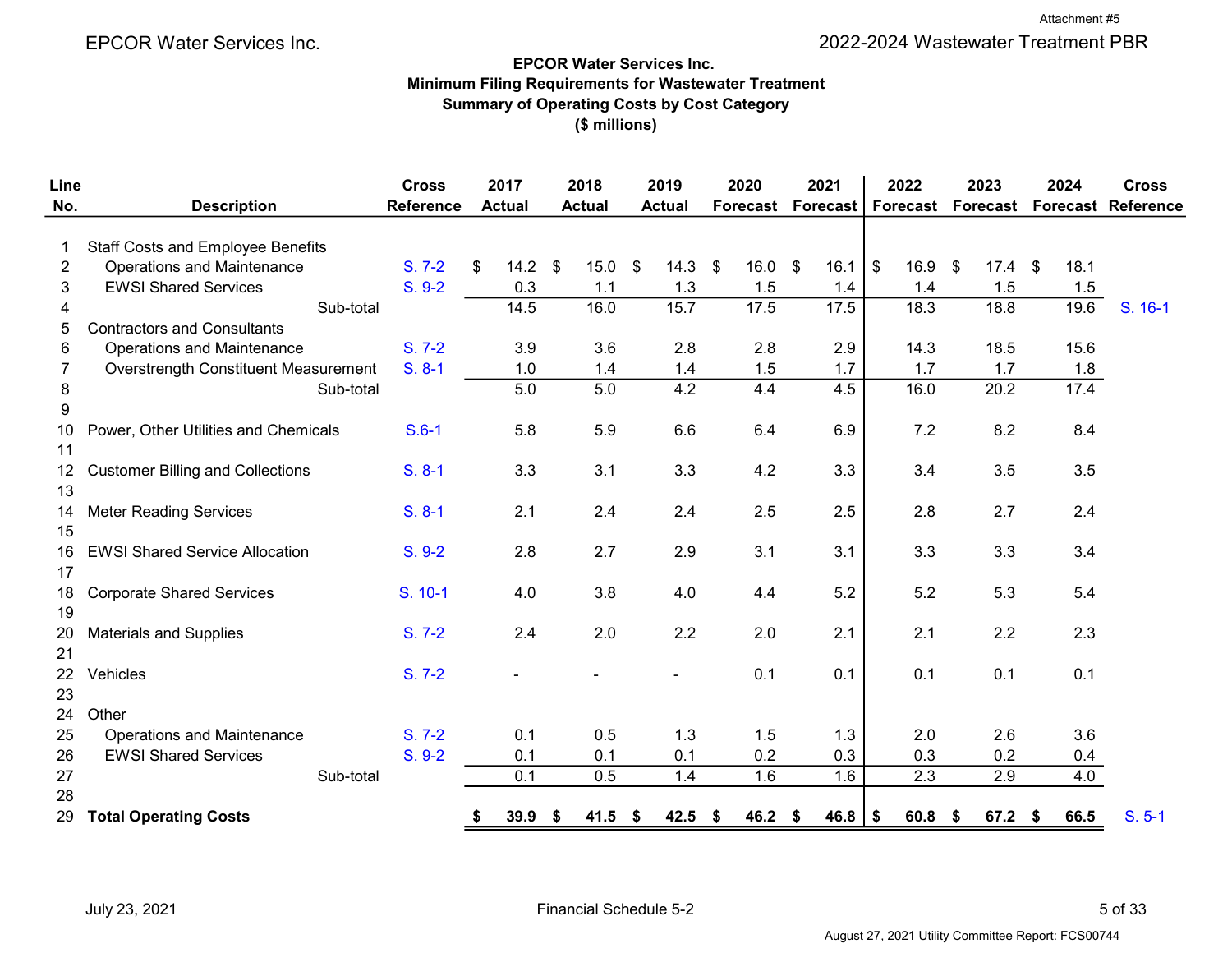Attachment #5

EPCOR Water Services Inc. — 2022-2024 Wastewater Treatment PBR

**EPCOR Water Services Inc.**
**Minimum Filing Requirements for Wastewater Treatment**
**Summary of Operating Costs by Cost Category**
**($ millions)**

| Line No. | Description | Cross Reference | 2017 Actual | 2018 Actual | 2019 Actual | 2020 Forecast | 2021 Forecast | 2022 Forecast | 2023 Forecast | 2024 Forecast | Cross Reference |
|---|---|---|---|---|---|---|---|---|---|---|---|
| 1 | Staff Costs and Employee Benefits | | | | | | | | | | |
| 2 | Operations and Maintenance | S. 7-2 | $ 14.2 | $ 15.0 | $ 14.3 | $ 16.0 | $ 16.1 | $ 16.9 | $ 17.4 | $ 18.1 | |
| 3 | EWSI Shared Services | S. 9-2 | 0.3 | 1.1 | 1.3 | 1.5 | 1.4 | 1.4 | 1.5 | 1.5 | |
| 4 | Sub-total | | 14.5 | 16.0 | 15.7 | 17.5 | 17.5 | 18.3 | 18.8 | 19.6 | S. 16-1 |
| 5 | Contractors and Consultants | | | | | | | | | | |
| 6 | Operations and Maintenance | S. 7-2 | 3.9 | 3.6 | 2.8 | 2.8 | 2.9 | 14.3 | 18.5 | 15.6 | |
| 7 | Overstrength Constituent Measurement | S. 8-1 | 1.0 | 1.4 | 1.4 | 1.5 | 1.7 | 1.7 | 1.7 | 1.8 | |
| 8 | Sub-total | | 5.0 | 5.0 | 4.2 | 4.4 | 4.5 | 16.0 | 20.2 | 17.4 | |
| 9 | | | | | | | | | | | |
| 10 | Power, Other Utilities and Chemicals | S.6-1 | 5.8 | 5.9 | 6.6 | 6.4 | 6.9 | 7.2 | 8.2 | 8.4 | |
| 11 | | | | | | | | | | | |
| 12 | Customer Billing and Collections | S. 8-1 | 3.3 | 3.1 | 3.3 | 4.2 | 3.3 | 3.4 | 3.5 | 3.5 | |
| 13 | | | | | | | | | | | |
| 14 | Meter Reading Services | S. 8-1 | 2.1 | 2.4 | 2.4 | 2.5 | 2.5 | 2.8 | 2.7 | 2.4 | |
| 15 | | | | | | | | | | | |
| 16 | EWSI Shared Service Allocation | S. 9-2 | 2.8 | 2.7 | 2.9 | 3.1 | 3.1 | 3.3 | 3.3 | 3.4 | |
| 17 | | | | | | | | | | | |
| 18 | Corporate Shared Services | S. 10-1 | 4.0 | 3.8 | 4.0 | 4.4 | 5.2 | 5.2 | 5.3 | 5.4 | |
| 19 | | | | | | | | | | | |
| 20 | Materials and Supplies | S. 7-2 | 2.4 | 2.0 | 2.2 | 2.0 | 2.1 | 2.1 | 2.2 | 2.3 | |
| 21 | | | | | | | | | | | |
| 22 | Vehicles | S. 7-2 | - | - | - | 0.1 | 0.1 | 0.1 | 0.1 | 0.1 | |
| 23 | | | | | | | | | | | |
| 24 | Other | | | | | | | | | | |
| 25 | Operations and Maintenance | S. 7-2 | 0.1 | 0.5 | 1.3 | 1.5 | 1.3 | 2.0 | 2.6 | 3.6 | |
| 26 | EWSI Shared Services | S. 9-2 | 0.1 | 0.1 | 0.1 | 0.2 | 0.3 | 0.3 | 0.2 | 0.4 | |
| 27 | Sub-total | | 0.1 | 0.5 | 1.4 | 1.6 | 1.6 | 2.3 | 2.9 | 4.0 | |
| 28 | | | | | | | | | | | |
| 29 | **Total Operating Costs** | | **$ 39.9** | **$ 41.5** | **$ 42.5** | **$ 46.2** | **$ 46.8** | **$ 60.8** | **$ 67.2** | **$ 66.5** | S. 5-1 |

July 23, 2021 — Financial Schedule 5-2

August 27, 2021 Utility Committee Report: FCS00744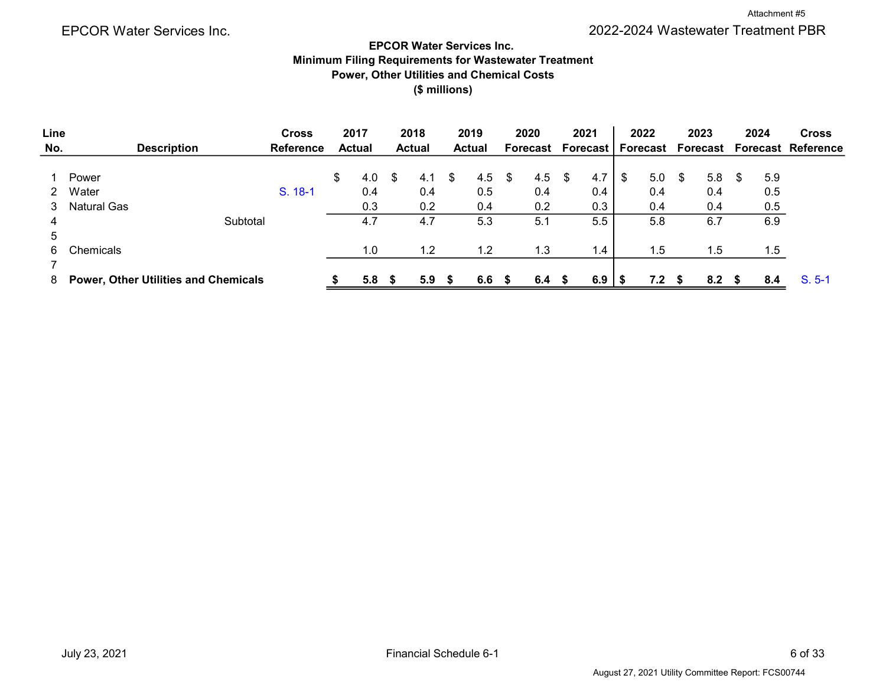Attachment #5

EPCOR Water Services Inc.

2022-2024 Wastewater Treatment PBR

**EPCOR Water Services Inc.**
**Minimum Filing Requirements for Wastewater Treatment**
**Power, Other Utilities and Chemical Costs**
**($ millions)**

| Line No. | Description | Cross Reference | 2017 Actual | 2018 Actual | 2019 Actual | 2020 Forecast | 2021 Forecast | 2022 Forecast | 2023 Forecast | 2024 Forecast | Cross Reference |
|---|---|---|---|---|---|---|---|---|---|---|---|
| 1 | Power | | $ 4.0 | $ 4.1 | $ 4.5 | $ 4.5 | $ 4.7 | $ 5.0 | $ 5.8 | $ 5.9 | |
| 2 | Water | S. 18-1 | 0.4 | 0.4 | 0.5 | 0.4 | 0.4 | 0.4 | 0.4 | 0.5 | |
| 3 | Natural Gas | | 0.3 | 0.2 | 0.4 | 0.2 | 0.3 | 0.4 | 0.4 | 0.5 | |
| 4 | Subtotal | | 4.7 | 4.7 | 5.3 | 5.1 | 5.5 | 5.8 | 6.7 | 6.9 | |
| 5 | | | | | | | | | | | |
| 6 | Chemicals | | 1.0 | 1.2 | 1.2 | 1.3 | 1.4 | 1.5 | 1.5 | 1.5 | |
| 7 | | | | | | | | | | | |
| 8 | **Power, Other Utilities and Chemicals** | | **$ 5.8** | **$ 5.9** | **$ 6.6** | **$ 6.4** | **$ 6.9** | **$ 7.2** | **$ 8.2** | **$ 8.4** | S. 5-1 |

July 23, 2021

Financial Schedule 6-1

August 27, 2021 Utility Committee Report: FCS00744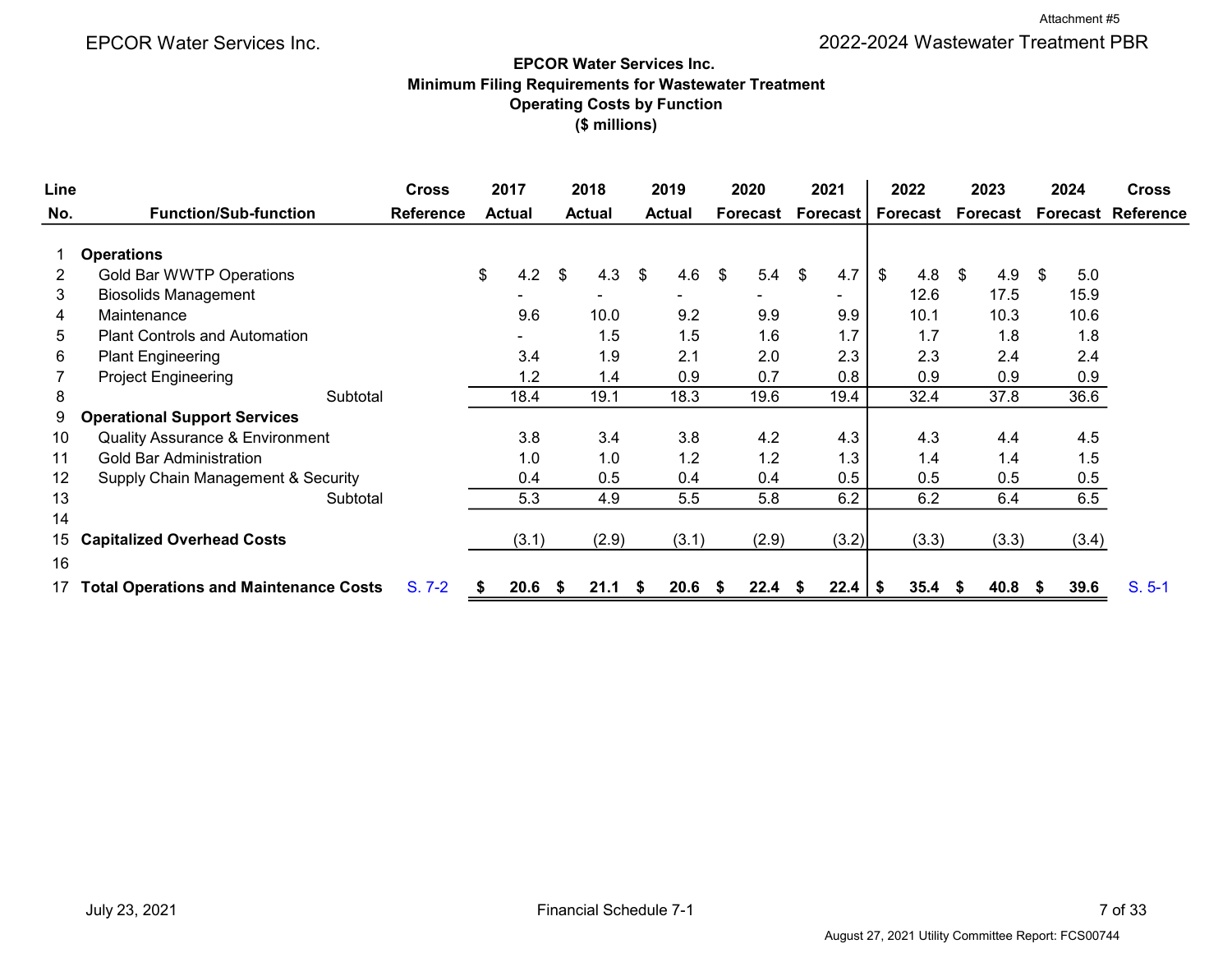EPCOR Water Services Inc.

2022-2024 Wastewater Treatment PBR

Attachment #5

## EPCOR Water Services Inc.
## Minimum Filing Requirements for Wastewater Treatment
## Operating Costs by Function
## ($ millions)

| Line No. | Function/Sub-function | Cross Reference | 2017 Actual | 2018 Actual | 2019 Actual | 2020 Forecast | 2021 Forecast | 2022 Forecast | 2023 Forecast | 2024 Forecast | Cross Reference |
|---|---|---|---|---|---|---|---|---|---|---|---|
| 1 | **Operations** | | | | | | | | | | |
| 2 | Gold Bar WWTP Operations | | $ 4.2 | $ 4.3 | $ 4.6 | $ 5.4 | $ 4.7 | $ 4.8 | $ 4.9 | $ 5.0 | |
| 3 | Biosolids Management | | - | - | - | - | - | 12.6 | 17.5 | 15.9 | |
| 4 | Maintenance | | 9.6 | 10.0 | 9.2 | 9.9 | 9.9 | 10.1 | 10.3 | 10.6 | |
| 5 | Plant Controls and Automation | | - | 1.5 | 1.5 | 1.6 | 1.7 | 1.7 | 1.8 | 1.8 | |
| 6 | Plant Engineering | | 3.4 | 1.9 | 2.1 | 2.0 | 2.3 | 2.3 | 2.4 | 2.4 | |
| 7 | Project Engineering | | 1.2 | 1.4 | 0.9 | 0.7 | 0.8 | 0.9 | 0.9 | 0.9 | |
| 8 | Subtotal | | 18.4 | 19.1 | 18.3 | 19.6 | 19.4 | 32.4 | 37.8 | 36.6 | |
| 9 | **Operational Support Services** | | | | | | | | | | |
| 10 | Quality Assurance & Environment | | 3.8 | 3.4 | 3.8 | 4.2 | 4.3 | 4.3 | 4.4 | 4.5 | |
| 11 | Gold Bar Administration | | 1.0 | 1.0 | 1.2 | 1.2 | 1.3 | 1.4 | 1.4 | 1.5 | |
| 12 | Supply Chain Management & Security | | 0.4 | 0.5 | 0.4 | 0.4 | 0.5 | 0.5 | 0.5 | 0.5 | |
| 13 | Subtotal | | 5.3 | 4.9 | 5.5 | 5.8 | 6.2 | 6.2 | 6.4 | 6.5 | |
| 14 | | | | | | | | | | | |
| 15 | **Capitalized Overhead Costs** | | (3.1) | (2.9) | (3.1) | (2.9) | (3.2) | (3.3) | (3.3) | (3.4) | |
| 16 | | | | | | | | | | | |
| 17 | **Total Operations and Maintenance Costs** | S. 7-2 | **$ 20.6** | **$ 21.1** | **$ 20.6** | **$ 22.4** | **$ 22.4** | **$ 35.4** | **$ 40.8** | **$ 39.6** | S. 5-1 |

July 23, 2021

Financial Schedule 7-1

August 27, 2021 Utility Committee Report: FCS00744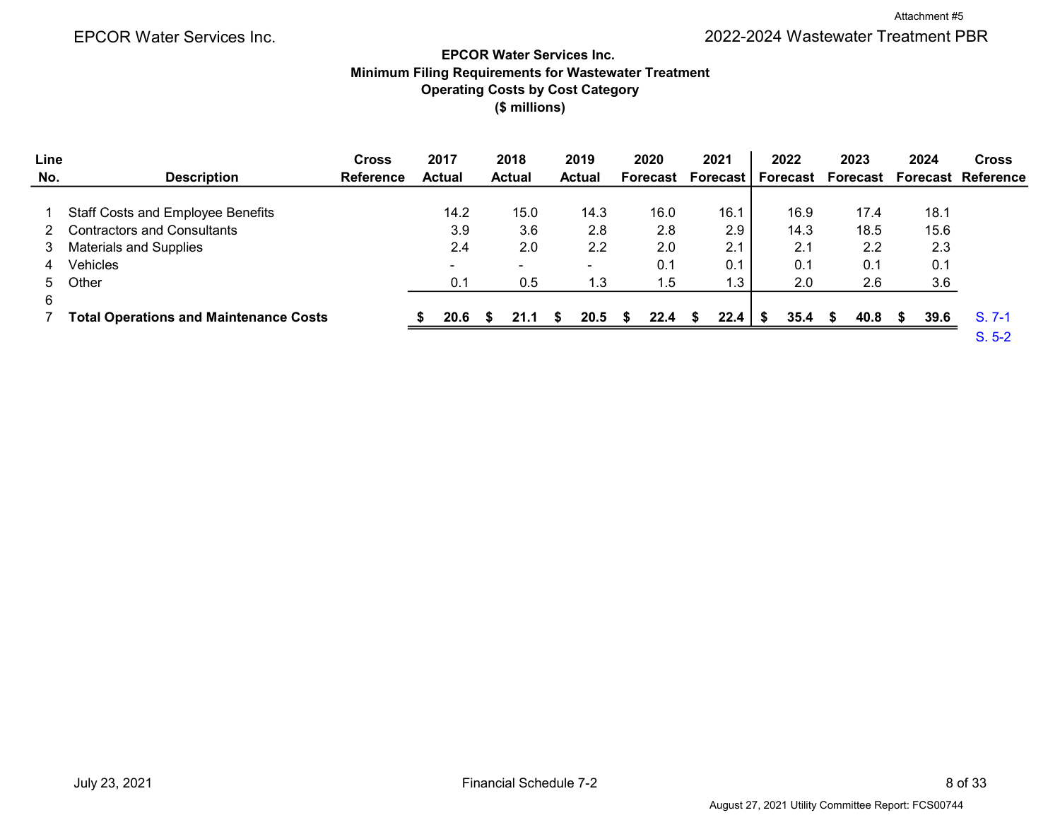Attachment #5

EPCOR Water Services Inc. | 2022-2024 Wastewater Treatment PBR

**EPCOR Water Services Inc.**
**Minimum Filing Requirements for Wastewater Treatment**
**Operating Costs by Cost Category**
**($ millions)**

| Line No. | Description | Cross Reference | 2017 Actual | 2018 Actual | 2019 Actual | 2020 Forecast | 2021 Forecast | 2022 Forecast | 2023 Forecast | 2024 Forecast | Cross Reference |
|---|---|---|---|---|---|---|---|---|---|---|---|
| 1 | Staff Costs and Employee Benefits | | 14.2 | 15.0 | 14.3 | 16.0 | 16.1 | 16.9 | 17.4 | 18.1 | |
| 2 | Contractors and Consultants | | 3.9 | 3.6 | 2.8 | 2.8 | 2.9 | 14.3 | 18.5 | 15.6 | |
| 3 | Materials and Supplies | | 2.4 | 2.0 | 2.2 | 2.0 | 2.1 | 2.1 | 2.2 | 2.3 | |
| 4 | Vehicles | | - | - | - | 0.1 | 0.1 | 0.1 | 0.1 | 0.1 | |
| 5 | Other | | 0.1 | 0.5 | 1.3 | 1.5 | 1.3 | 2.0 | 2.6 | 3.6 | |
| 6 | | | | | | | | | | | |
| 7 | **Total Operations and Maintenance Costs** | | **$ 20.6** | **$ 21.1** | **$ 20.5** | **$ 22.4** | **$ 22.4** | **$ 35.4** | **$ 40.8** | **$ 39.6** | S. 7-1<br>S. 5-2 |

July 23, 2021 | Financial Schedule 7-2

August 27, 2021 Utility Committee Report: FCS00744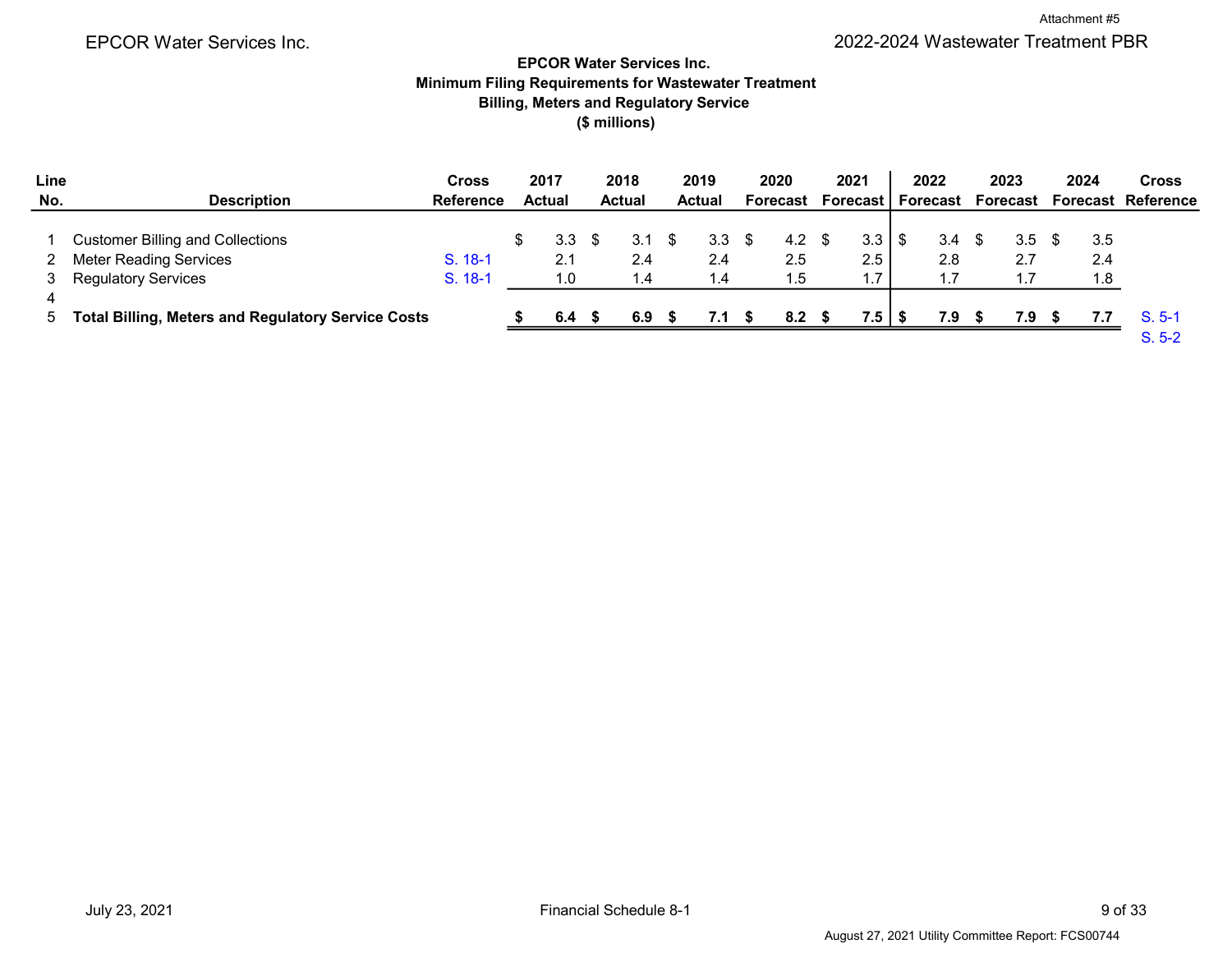**EPCOR Water Services Inc.**
**Minimum Filing Requirements for Wastewater Treatment**
**Billing, Meters and Regulatory Service**
**($ millions)**

| Line No. | Description | Cross Reference | 2017 Actual | 2018 Actual | 2019 Actual | 2020 Forecast | 2021 Forecast | 2022 Forecast | 2023 Forecast | 2024 Forecast | Cross Reference |
|---|---|---|---|---|---|---|---|---|---|---|---|
| 1 | Customer Billing and Collections | | $ 3.3 | $ 3.1 | $ 3.3 | $ 4.2 | $ 3.3 | $ 3.4 | $ 3.5 | $ 3.5 | |
| 2 | Meter Reading Services | S. 18-1 | 2.1 | 2.4 | 2.4 | 2.5 | 2.5 | 2.8 | 2.7 | 2.4 | |
| 3 | Regulatory Services | S. 18-1 | 1.0 | 1.4 | 1.4 | 1.5 | 1.7 | 1.7 | 1.7 | 1.8 | |
| 4 | | | | | | | | | | | |
| 5 | **Total Billing, Meters and Regulatory Service Costs** | | **$ 6.4** | **$ 6.9** | **$ 7.1** | **$ 8.2** | **$ 7.5** | **$ 7.9** | **$ 7.9** | **$ 7.7** | S. 5-1<br>S. 5-2 |

July 23, 2021

Financial Schedule 8-1

August 27, 2021 Utility Committee Report: FCS00744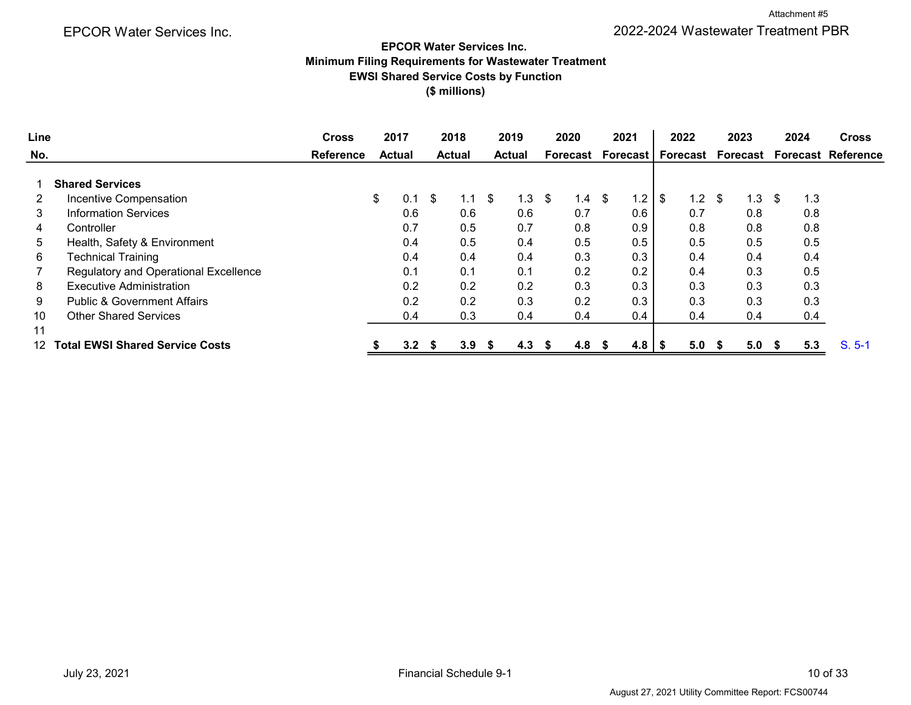Attachment #5

EPCOR Water Services Inc.

2022-2024 Wastewater Treatment PBR

**EPCOR Water Services Inc.**
**Minimum Filing Requirements for Wastewater Treatment**
**EWSI Shared Service Costs by Function**
**($ millions)**

| Line No. | | Cross Reference | 2017 Actual | 2018 Actual | 2019 Actual | 2020 Forecast | 2021 Forecast | 2022 Forecast | 2023 Forecast | 2024 Forecast | Cross Reference |
|---|---|---|---|---|---|---|---|---|---|---|---|
| 1 | **Shared Services** | | | | | | | | | | |
| 2 | Incentive Compensation | | $ 0.1 | $ 1.1 | $ 1.3 | $ 1.4 | $ 1.2 | $ 1.2 | $ 1.3 | $ 1.3 | |
| 3 | Information Services | | 0.6 | 0.6 | 0.6 | 0.7 | 0.6 | 0.7 | 0.8 | 0.8 | |
| 4 | Controller | | 0.7 | 0.5 | 0.7 | 0.8 | 0.9 | 0.8 | 0.8 | 0.8 | |
| 5 | Health, Safety & Environment | | 0.4 | 0.5 | 0.4 | 0.5 | 0.5 | 0.5 | 0.5 | 0.5 | |
| 6 | Technical Training | | 0.4 | 0.4 | 0.4 | 0.3 | 0.3 | 0.4 | 0.4 | 0.4 | |
| 7 | Regulatory and Operational Excellence | | 0.1 | 0.1 | 0.1 | 0.2 | 0.2 | 0.4 | 0.3 | 0.5 | |
| 8 | Executive Administration | | 0.2 | 0.2 | 0.2 | 0.3 | 0.3 | 0.3 | 0.3 | 0.3 | |
| 9 | Public & Government Affairs | | 0.2 | 0.2 | 0.3 | 0.2 | 0.3 | 0.3 | 0.3 | 0.3 | |
| 10 | Other Shared Services | | 0.4 | 0.3 | 0.4 | 0.4 | 0.4 | 0.4 | 0.4 | 0.4 | |
| 11 | | | | | | | | | | | |
| 12 | **Total EWSI Shared Service Costs** | | **$ 3.2** | **$ 3.9** | **$ 4.3** | **$ 4.8** | **$ 4.8** | **$ 5.0** | **$ 5.0** | **$ 5.3** | S. 5-1 |

July 23, 2021

Financial Schedule 9-1

August 27, 2021 Utility Committee Report: FCS00744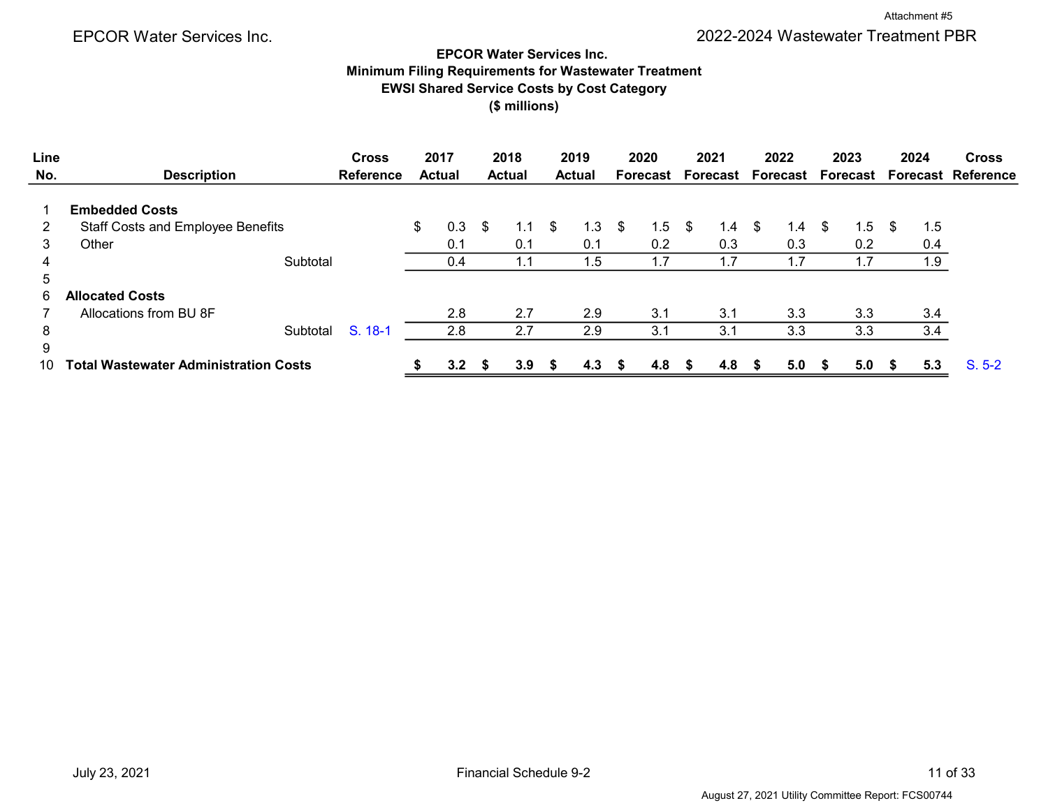# EPCOR Water Services Inc.
## Minimum Filing Requirements for Wastewater Treatment
## EWSI Shared Service Costs by Cost Category
## ($ millions)

| Line No. | Description | Cross Reference | 2017 Actual | 2018 Actual | 2019 Actual | 2020 Forecast | 2021 Forecast | 2022 Forecast | 2023 Forecast | 2024 Forecast | Cross Reference |
|---|---|---|---|---|---|---|---|---|---|---|---|
| 1 | **Embedded Costs** | | | | | | | | | | |
| 2 | Staff Costs and Employee Benefits | | $ 0.3 | $ 1.1 | $ 1.3 | $ 1.5 | $ 1.4 | $ 1.4 | $ 1.5 | $ 1.5 | |
| 3 | Other | | 0.1 | 0.1 | 0.1 | 0.2 | 0.3 | 0.3 | 0.2 | 0.4 | |
| 4 | Subtotal | | 0.4 | 1.1 | 1.5 | 1.7 | 1.7 | 1.7 | 1.7 | 1.9 | |
| 5 | | | | | | | | | | | |
| 6 | **Allocated Costs** | | | | | | | | | | |
| 7 | Allocations from BU 8F | | 2.8 | 2.7 | 2.9 | 3.1 | 3.1 | 3.3 | 3.3 | 3.4 | |
| 8 | Subtotal | S. 18-1 | 2.8 | 2.7 | 2.9 | 3.1 | 3.1 | 3.3 | 3.3 | 3.4 | |
| 9 | | | | | | | | | | | |
| 10 | **Total Wastewater Administration Costs** | | **$ 3.2** | **$ 3.9** | **$ 4.3** | **$ 4.8** | **$ 4.8** | **$ 5.0** | **$ 5.0** | **$ 5.3** | S. 5-2 |

July 23, 2021 — Financial Schedule 9-2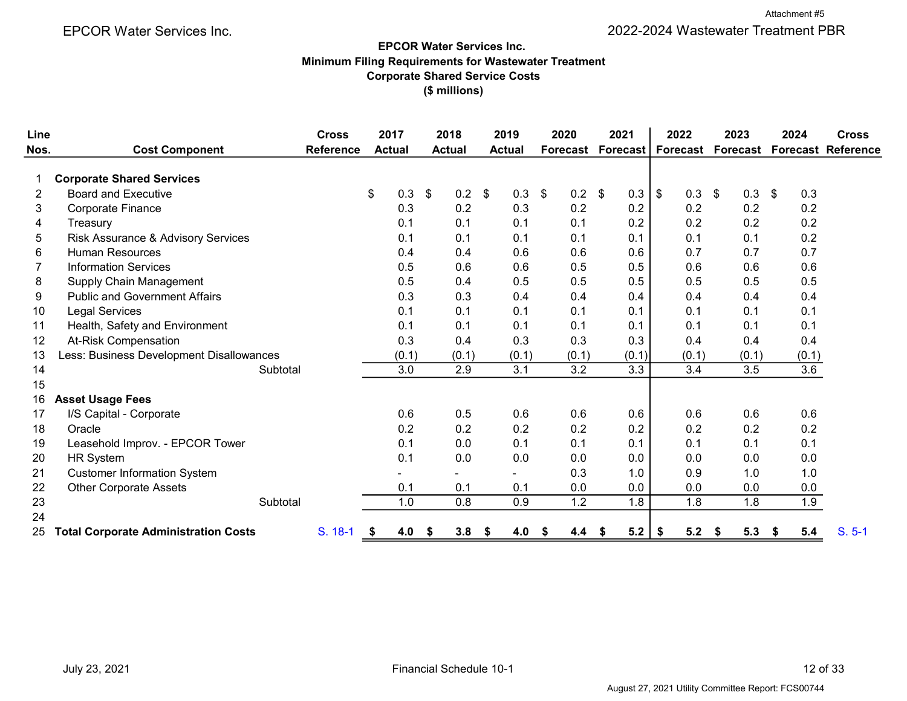Attachment #5

EPCOR Water Services Inc.

2022-2024 Wastewater Treatment PBR

**EPCOR Water Services Inc.**
**Minimum Filing Requirements for Wastewater Treatment**
**Corporate Shared Service Costs**
**($ millions)**

| Line Nos. | Cost Component | Cross Reference | 2017 Actual | 2018 Actual | 2019 Actual | 2020 Forecast | 2021 Forecast | 2022 Forecast | 2023 Forecast | 2024 Forecast | Cross Reference |
|---|---|---|---|---|---|---|---|---|---|---|---|
| 1 | **Corporate Shared Services** | | | | | | | | | | |
| 2 | Board and Executive | | $ 0.3 | $ 0.2 | $ 0.3 | $ 0.2 | $ 0.3 | $ 0.3 | $ 0.3 | $ 0.3 | |
| 3 | Corporate Finance | | 0.3 | 0.2 | 0.3 | 0.2 | 0.2 | 0.2 | 0.2 | 0.2 | |
| 4 | Treasury | | 0.1 | 0.1 | 0.1 | 0.1 | 0.2 | 0.2 | 0.2 | 0.2 | |
| 5 | Risk Assurance & Advisory Services | | 0.1 | 0.1 | 0.1 | 0.1 | 0.1 | 0.1 | 0.1 | 0.2 | |
| 6 | Human Resources | | 0.4 | 0.4 | 0.6 | 0.6 | 0.6 | 0.7 | 0.7 | 0.7 | |
| 7 | Information Services | | 0.5 | 0.6 | 0.6 | 0.5 | 0.5 | 0.6 | 0.6 | 0.6 | |
| 8 | Supply Chain Management | | 0.5 | 0.4 | 0.5 | 0.5 | 0.5 | 0.5 | 0.5 | 0.5 | |
| 9 | Public and Government Affairs | | 0.3 | 0.3 | 0.4 | 0.4 | 0.4 | 0.4 | 0.4 | 0.4 | |
| 10 | Legal Services | | 0.1 | 0.1 | 0.1 | 0.1 | 0.1 | 0.1 | 0.1 | 0.1 | |
| 11 | Health, Safety and Environment | | 0.1 | 0.1 | 0.1 | 0.1 | 0.1 | 0.1 | 0.1 | 0.1 | |
| 12 | At-Risk Compensation | | 0.3 | 0.4 | 0.3 | 0.3 | 0.3 | 0.4 | 0.4 | 0.4 | |
| 13 | Less: Business Development Disallowances | | (0.1) | (0.1) | (0.1) | (0.1) | (0.1) | (0.1) | (0.1) | (0.1) | |
| 14 | Subtotal | | 3.0 | 2.9 | 3.1 | 3.2 | 3.3 | 3.4 | 3.5 | 3.6 | |
| 15 | | | | | | | | | | | |
| 16 | **Asset Usage Fees** | | | | | | | | | | |
| 17 | I/S Capital - Corporate | | 0.6 | 0.5 | 0.6 | 0.6 | 0.6 | 0.6 | 0.6 | 0.6 | |
| 18 | Oracle | | 0.2 | 0.2 | 0.2 | 0.2 | 0.2 | 0.2 | 0.2 | 0.2 | |
| 19 | Leasehold Improv. - EPCOR Tower | | 0.1 | 0.0 | 0.1 | 0.1 | 0.1 | 0.1 | 0.1 | 0.1 | |
| 20 | HR System | | 0.1 | 0.0 | 0.0 | 0.0 | 0.0 | 0.0 | 0.0 | 0.0 | |
| 21 | Customer Information System | | - | - | - | 0.3 | 1.0 | 0.9 | 1.0 | 1.0 | |
| 22 | Other Corporate Assets | | 0.1 | 0.1 | 0.1 | 0.0 | 0.0 | 0.0 | 0.0 | 0.0 | |
| 23 | Subtotal | | 1.0 | 0.8 | 0.9 | 1.2 | 1.8 | 1.8 | 1.8 | 1.9 | |
| 24 | | | | | | | | | | | |
| 25 | **Total Corporate Administration Costs** | S. 18-1 | **$ 4.0** | **$ 3.8** | **$ 4.0** | **$ 4.4** | **$ 5.2** | **$ 5.2** | **$ 5.3** | **$ 5.4** | S. 5-1 |

July 23, 2021

Financial Schedule 10-1

August 27, 2021 Utility Committee Report: FCS00744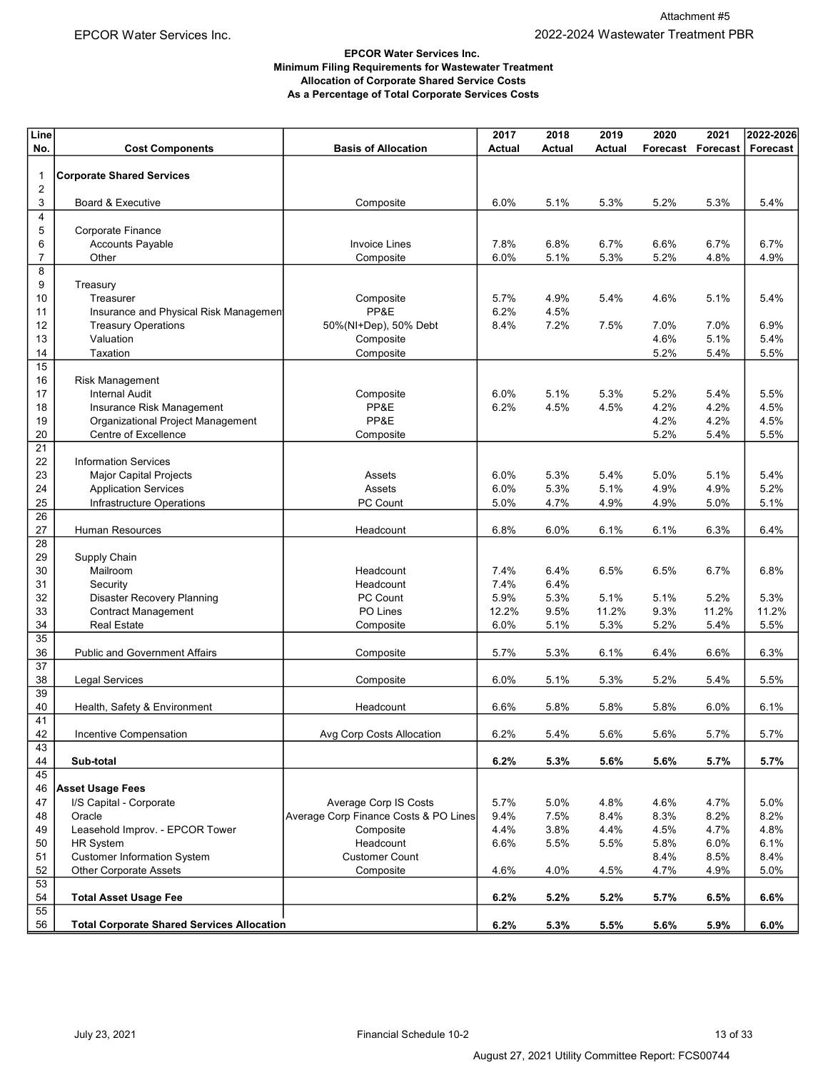# EPCOR Water Services Inc.
## Minimum Filing Requirements for Wastewater Treatment
## Allocation of Corporate Shared Service Costs
## As a Percentage of Total Corporate Services Costs

| Line No. | Cost Components | Basis of Allocation | 2017 Actual | 2018 Actual | 2019 Actual | 2020 Forecast | 2021 Forecast | 2022-2026 Forecast |
|---|---|---|---|---|---|---|---|---|
| 1 | **Corporate Shared Services** | | | | | | | |
| 2 | | | | | | | | |
| 3 | Board & Executive | Composite | 6.0% | 5.1% | 5.3% | 5.2% | 5.3% | 5.4% |
| 4 | | | | | | | | |
| 5 | Corporate Finance | | | | | | | |
| 6 | Accounts Payable | Invoice Lines | 7.8% | 6.8% | 6.7% | 6.6% | 6.7% | 6.7% |
| 7 | Other | Composite | 6.0% | 5.1% | 5.3% | 5.2% | 4.8% | 4.9% |
| 8 | | | | | | | | |
| 9 | Treasury | | | | | | | |
| 10 | Treasurer | Composite | 5.7% | 4.9% | 5.4% | 4.6% | 5.1% | 5.4% |
| 11 | Insurance and Physical Risk Managemen | PP&E | 6.2% | 4.5% | | | | |
| 12 | Treasury Operations | 50%(NI+Dep), 50% Debt | 8.4% | 7.2% | 7.5% | 7.0% | 7.0% | 6.9% |
| 13 | Valuation | Composite | | | | 4.6% | 5.1% | 5.4% |
| 14 | Taxation | Composite | | | | 5.2% | 5.4% | 5.5% |
| 15 | | | | | | | | |
| 16 | Risk Management | | | | | | | |
| 17 | Internal Audit | Composite | 6.0% | 5.1% | 5.3% | 5.2% | 5.4% | 5.5% |
| 18 | Insurance Risk Management | PP&E | 6.2% | 4.5% | 4.5% | 4.2% | 4.2% | 4.5% |
| 19 | Organizational Project Management | PP&E | | | | 4.2% | 4.2% | 4.5% |
| 20 | Centre of Excellence | Composite | | | | 5.2% | 5.4% | 5.5% |
| 21 | | | | | | | | |
| 22 | Information Services | | | | | | | |
| 23 | Major Capital Projects | Assets | 6.0% | 5.3% | 5.4% | 5.0% | 5.1% | 5.4% |
| 24 | Application Services | Assets | 6.0% | 5.3% | 5.1% | 4.9% | 4.9% | 5.2% |
| 25 | Infrastructure Operations | PC Count | 5.0% | 4.7% | 4.9% | 4.9% | 5.0% | 5.1% |
| 26 | | | | | | | | |
| 27 | Human Resources | Headcount | 6.8% | 6.0% | 6.1% | 6.1% | 6.3% | 6.4% |
| 28 | | | | | | | | |
| 29 | Supply Chain | | | | | | | |
| 30 | Mailroom | Headcount | 7.4% | 6.4% | 6.5% | 6.5% | 6.7% | 6.8% |
| 31 | Security | Headcount | 7.4% | 6.4% | | | | |
| 32 | Disaster Recovery Planning | PC Count | 5.9% | 5.3% | 5.1% | 5.1% | 5.2% | 5.3% |
| 33 | Contract Management | PO Lines | 12.2% | 9.5% | 11.2% | 9.3% | 11.2% | 11.2% |
| 34 | Real Estate | Composite | 6.0% | 5.1% | 5.3% | 5.2% | 5.4% | 5.5% |
| 35 | | | | | | | | |
| 36 | Public and Government Affairs | Composite | 5.7% | 5.3% | 6.1% | 6.4% | 6.6% | 6.3% |
| 37 | | | | | | | | |
| 38 | Legal Services | Composite | 6.0% | 5.1% | 5.3% | 5.2% | 5.4% | 5.5% |
| 39 | | | | | | | | |
| 40 | Health, Safety & Environment | Headcount | 6.6% | 5.8% | 5.8% | 5.8% | 6.0% | 6.1% |
| 41 | | | | | | | | |
| 42 | Incentive Compensation | Avg Corp Costs Allocation | 6.2% | 5.4% | 5.6% | 5.6% | 5.7% | 5.7% |
| 43 | | | | | | | | |
| 44 | **Sub-total** | | **6.2%** | **5.3%** | **5.6%** | **5.6%** | **5.7%** | **5.7%** |
| 45 | | | | | | | | |
| 46 | **Asset Usage Fees** | | | | | | | |
| 47 | I/S Capital - Corporate | Average Corp IS Costs | 5.7% | 5.0% | 4.8% | 4.6% | 4.7% | 5.0% |
| 48 | Oracle | Average Corp Finance Costs & PO Lines | 9.4% | 7.5% | 8.4% | 8.3% | 8.2% | 8.2% |
| 49 | Leasehold Improv. - EPCOR Tower | Composite | 4.4% | 3.8% | 4.4% | 4.5% | 4.7% | 4.8% |
| 50 | HR System | Headcount | 6.6% | 5.5% | 5.5% | 5.8% | 6.0% | 6.1% |
| 51 | Customer Information System | Customer Count | | | | 8.4% | 8.5% | 8.4% |
| 52 | Other Corporate Assets | Composite | 4.6% | 4.0% | 4.5% | 4.7% | 4.9% | 5.0% |
| 53 | | | | | | | | |
| 54 | **Total Asset Usage Fee** | | **6.2%** | **5.2%** | **5.2%** | **5.7%** | **6.5%** | **6.6%** |
| 55 | | | | | | | | |
| 56 | **Total Corporate Shared Services Allocation** | | **6.2%** | **5.3%** | **5.5%** | **5.6%** | **5.9%** | **6.0%** |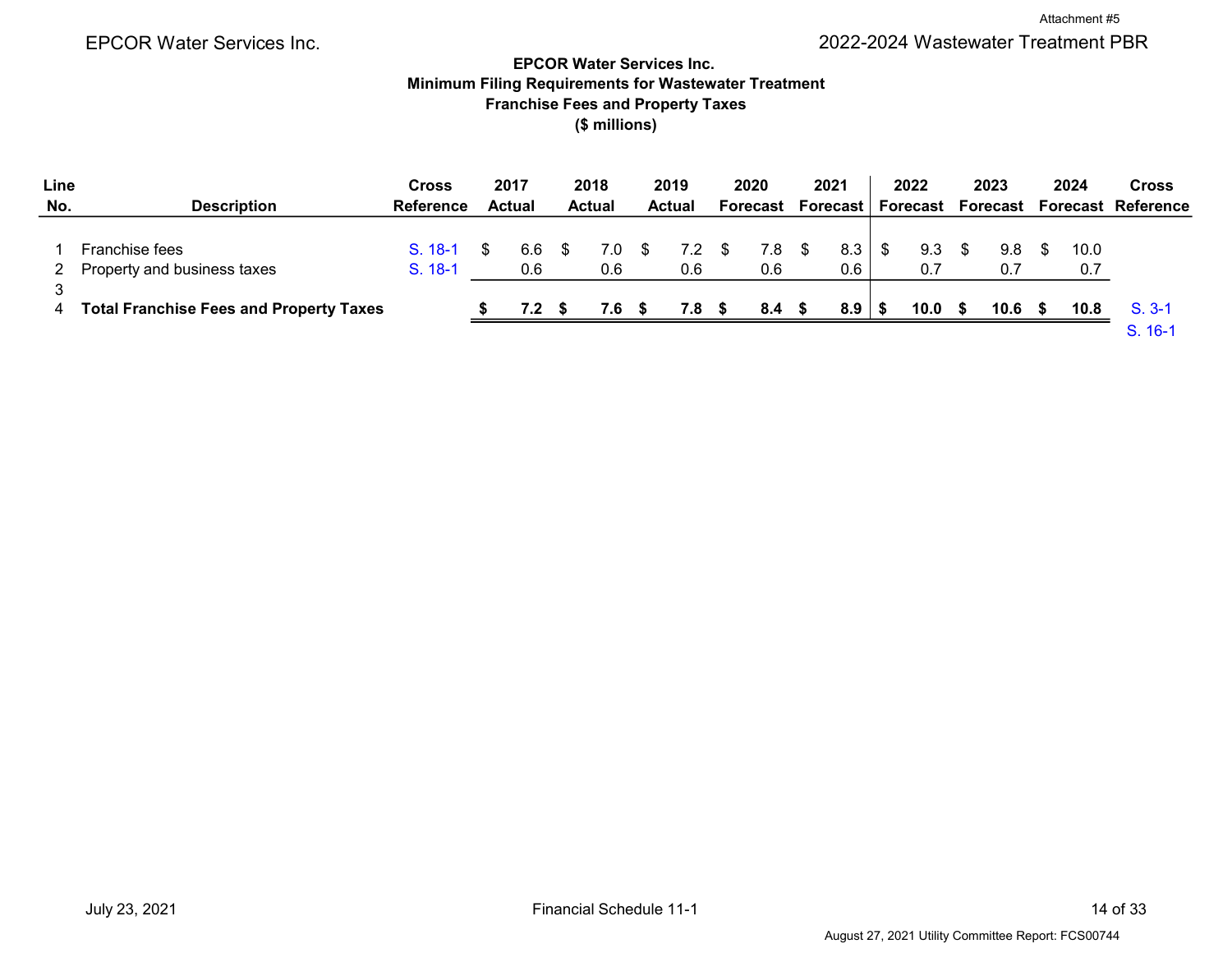Attachment #5

EPCOR Water Services Inc. | 2022-2024 Wastewater Treatment PBR

## EPCOR Water Services Inc.
## Minimum Filing Requirements for Wastewater Treatment
## Franchise Fees and Property Taxes
## ($ millions)

| Line No. | Description | Cross Reference | 2017 Actual | 2018 Actual | 2019 Actual | 2020 Forecast | 2021 Forecast | 2022 Forecast | 2023 Forecast | 2024 Forecast | Cross Reference |
|---|---|---|---|---|---|---|---|---|---|---|---|
| 1 | Franchise fees | S. 18-1 | $ 6.6 | $ 7.0 | $ 7.2 | $ 7.8 | $ 8.3 | $ 9.3 | $ 9.8 | $ 10.0 | |
| 2 | Property and business taxes | S. 18-1 | 0.6 | 0.6 | 0.6 | 0.6 | 0.6 | 0.7 | 0.7 | 0.7 | |
| 3 | | | | | | | | | | | |
| 4 | **Total Franchise Fees and Property Taxes** | | **$ 7.2** | **$ 7.6** | **$ 7.8** | **$ 8.4** | **$ 8.9** | **$ 10.0** | **$ 10.6** | **$ 10.8** | S. 3-1<br>S. 16-1 |

July 23, 2021 | Financial Schedule 11-1

August 27, 2021 Utility Committee Report: FCS00744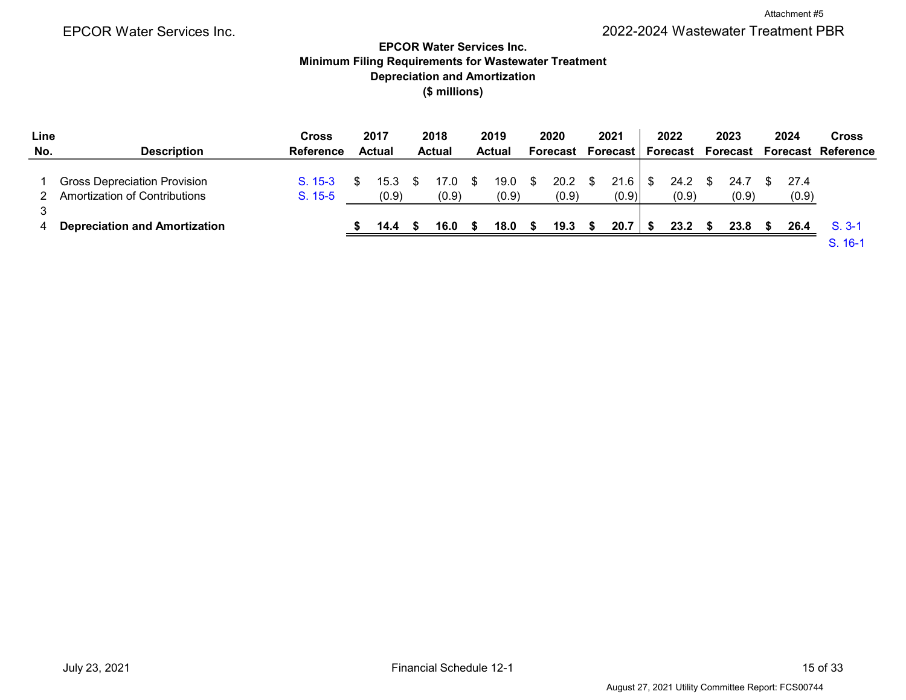Attachment #5

EPCOR Water Services Inc. — 2022-2024 Wastewater Treatment PBR

**EPCOR Water Services Inc.**
**Minimum Filing Requirements for Wastewater Treatment**
**Depreciation and Amortization**
**($ millions)**

| Line No. | Description | Cross Reference | 2017 Actual | 2018 Actual | 2019 Actual | 2020 Forecast | 2021 Forecast | 2022 Forecast | 2023 Forecast | 2024 Forecast | Cross Reference |
|---|---|---|---|---|---|---|---|---|---|---|---|
| 1 | Gross Depreciation Provision | S. 15-3 | $ 15.3 | $ 17.0 | $ 19.0 | $ 20.2 | $ 21.6 | $ 24.2 | $ 24.7 | $ 27.4 | |
| 2 | Amortization of Contributions | S. 15-5 | (0.9) | (0.9) | (0.9) | (0.9) | (0.9) | (0.9) | (0.9) | (0.9) | |
| 3 | | | | | | | | | | | |
| 4 | **Depreciation and Amortization** | | **$ 14.4** | **$ 16.0** | **$ 18.0** | **$ 19.3** | **$ 20.7** | **$ 23.2** | **$ 23.8** | **$ 26.4** | S. 3-1<br>S. 16-1 |

July 23, 2021 — Financial Schedule 12-1

August 27, 2021 Utility Committee Report: FCS00744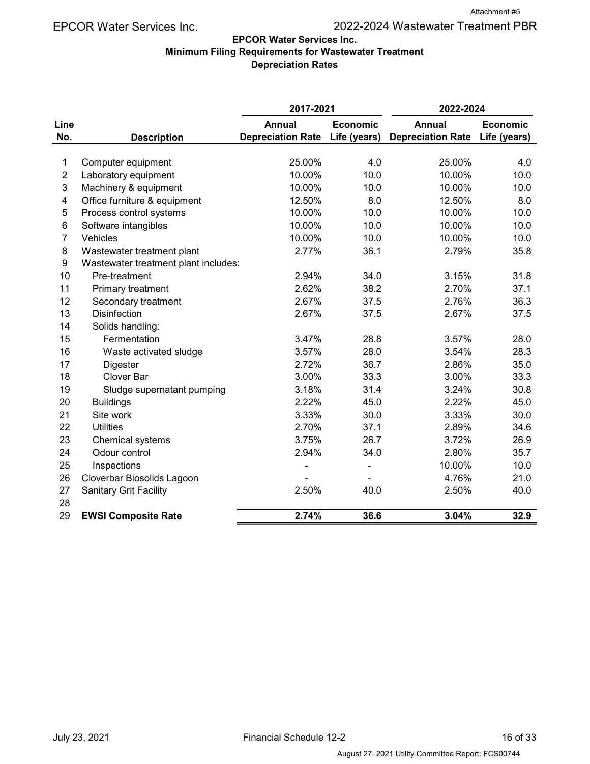## EPCOR Water Services Inc.
### Minimum Filing Requirements for Wastewater Treatment
### Depreciation Rates

| Line No. | Description | 2017-2021 Annual Depreciation Rate | 2017-2021 Economic Life (years) | 2022-2024 Annual Depreciation Rate | 2022-2024 Economic Life (years) |
|---|---|---|---|---|---|
| 1 | Computer equipment | 25.00% | 4.0 | 25.00% | 4.0 |
| 2 | Laboratory equipment | 10.00% | 10.0 | 10.00% | 10.0 |
| 3 | Machinery & equipment | 10.00% | 10.0 | 10.00% | 10.0 |
| 4 | Office furniture & equipment | 12.50% | 8.0 | 12.50% | 8.0 |
| 5 | Process control systems | 10.00% | 10.0 | 10.00% | 10.0 |
| 6 | Software intangibles | 10.00% | 10.0 | 10.00% | 10.0 |
| 7 | Vehicles | 10.00% | 10.0 | 10.00% | 10.0 |
| 8 | Wastewater treatment plant | 2.77% | 36.1 | 2.79% | 35.8 |
| 9 | Wastewater treatment plant includes: | | | | |
| 10 | Pre-treatment | 2.94% | 34.0 | 3.15% | 31.8 |
| 11 | Primary treatment | 2.62% | 38.2 | 2.70% | 37.1 |
| 12 | Secondary treatment | 2.67% | 37.5 | 2.76% | 36.3 |
| 13 | Disinfection | 2.67% | 37.5 | 2.67% | 37.5 |
| 14 | Solids handling: | | | | |
| 15 | Fermentation | 3.47% | 28.8 | 3.57% | 28.0 |
| 16 | Waste activated sludge | 3.57% | 28.0 | 3.54% | 28.3 |
| 17 | Digester | 2.72% | 36.7 | 2.86% | 35.0 |
| 18 | Clover Bar | 3.00% | 33.3 | 3.00% | 33.3 |
| 19 | Sludge supernatant pumping | 3.18% | 31.4 | 3.24% | 30.8 |
| 20 | Buildings | 2.22% | 45.0 | 2.22% | 45.0 |
| 21 | Site work | 3.33% | 30.0 | 3.33% | 30.0 |
| 22 | Utilities | 2.70% | 37.1 | 2.89% | 34.6 |
| 23 | Chemical systems | 3.75% | 26.7 | 3.72% | 26.9 |
| 24 | Odour control | 2.94% | 34.0 | 2.80% | 35.7 |
| 25 | Inspections | - | - | 10.00% | 10.0 |
| 26 | Cloverbar Biosolids Lagoon | - | - | 4.76% | 21.0 |
| 27 | Sanitary Grit Facility | 2.50% | 40.0 | 2.50% | 40.0 |
| 28 | | | | | |
| 29 | **EWSI Composite Rate** | **2.74%** | **36.6** | **3.04%** | **32.9** |

July 23, 2021 — Financial Schedule 12-2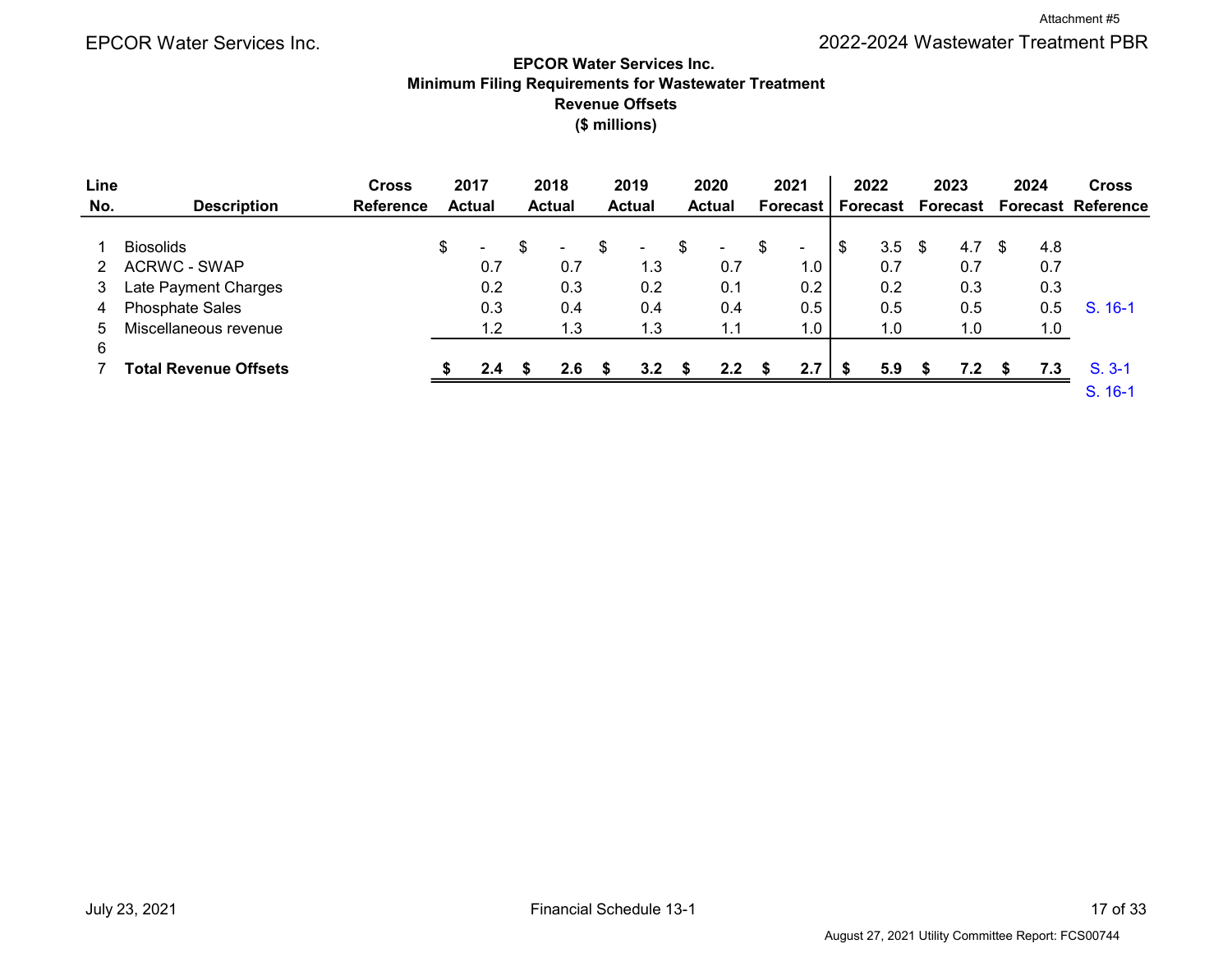**EPCOR Water Services Inc.**
**Minimum Filing Requirements for Wastewater Treatment**
**Revenue Offsets**
**($ millions)**

| Line No. | Description | Cross Reference | 2017 Actual | 2018 Actual | 2019 Actual | 2020 Actual | 2021 Forecast | 2022 Forecast | 2023 Forecast | 2024 Forecast | Cross Reference |
|---|---|---|---|---|---|---|---|---|---|---|---|
| 1 | Biosolids | | $ - | $ - | $ - | $ - | $ - | $ 3.5 | $ 4.7 | $ 4.8 | |
| 2 | ACRWC - SWAP | | 0.7 | 0.7 | 1.3 | 0.7 | 1.0 | 0.7 | 0.7 | 0.7 | |
| 3 | Late Payment Charges | | 0.2 | 0.3 | 0.2 | 0.1 | 0.2 | 0.2 | 0.3 | 0.3 | |
| 4 | Phosphate Sales | | 0.3 | 0.4 | 0.4 | 0.4 | 0.5 | 0.5 | 0.5 | 0.5 | S. 16-1 |
| 5 | Miscellaneous revenue | | 1.2 | 1.3 | 1.3 | 1.1 | 1.0 | 1.0 | 1.0 | 1.0 | |
| 6 | | | | | | | | | | | |
| 7 | **Total Revenue Offsets** | | **$ 2.4** | **$ 2.6** | **$ 3.2** | **$ 2.2** | **$ 2.7** | **$ 5.9** | **$ 7.2** | **$ 7.3** | S. 3-1<br>S. 16-1 |

July 23, 2021 Financial Schedule 13-1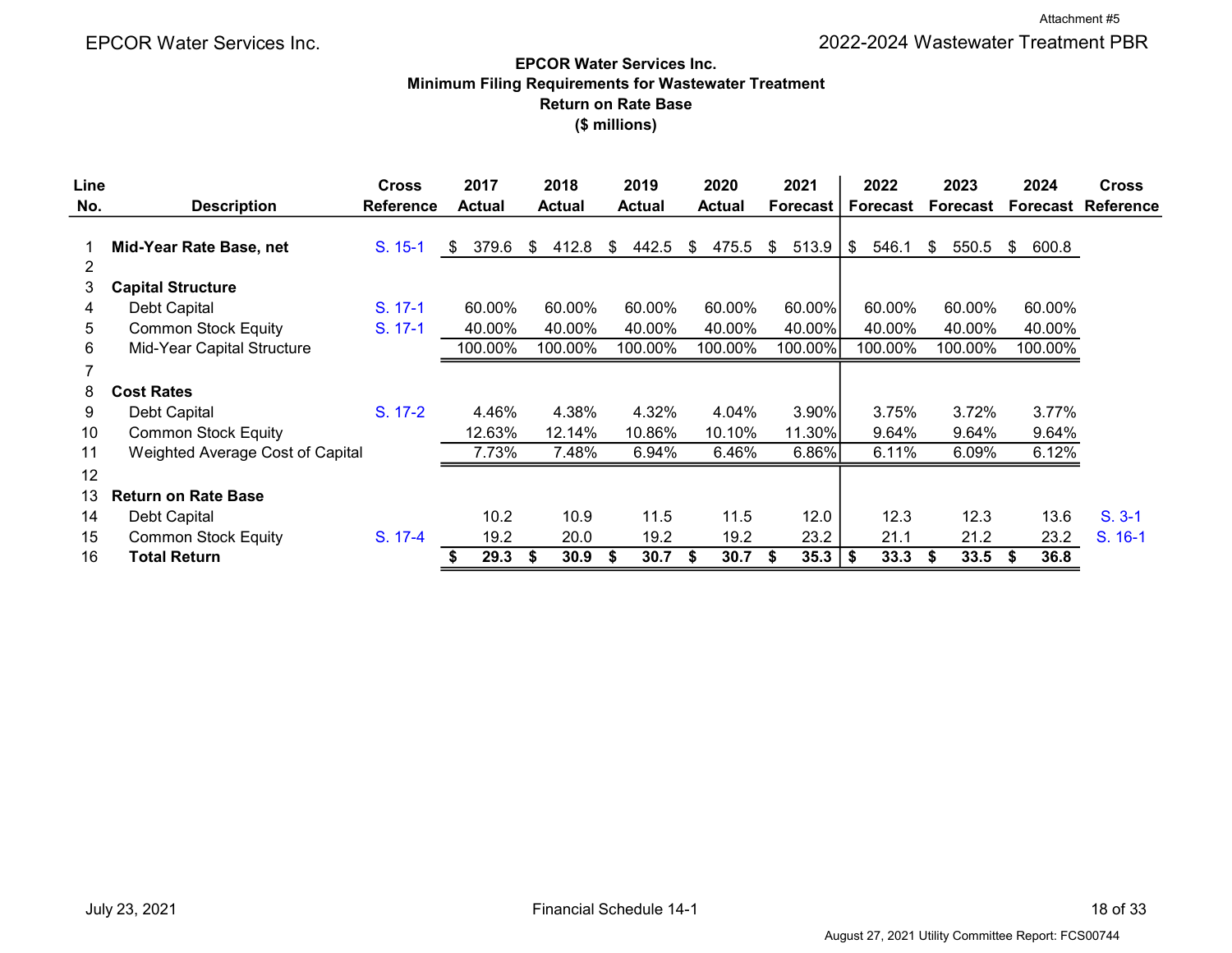Attachment #5

EPCOR Water Services Inc. — 2022-2024 Wastewater Treatment PBR

## EPCOR Water Services Inc.
## Minimum Filing Requirements for Wastewater Treatment
## Return on Rate Base
## ($ millions)

| Line No. | Description | Cross Reference | 2017 Actual | 2018 Actual | 2019 Actual | 2020 Actual | 2021 Forecast | 2022 Forecast | 2023 Forecast | 2024 Forecast | Cross Reference |
|---|---|---|---|---|---|---|---|---|---|---|---|
| 1 | **Mid-Year Rate Base, net** | S. 15-1 | $ 379.6 | $ 412.8 | $ 442.5 | $ 475.5 | $ 513.9 | $ 546.1 | $ 550.5 | $ 600.8 | |
| 2 | | | | | | | | | | | |
| 3 | **Capital Structure** | | | | | | | | | | |
| 4 | Debt Capital | S. 17-1 | 60.00% | 60.00% | 60.00% | 60.00% | 60.00% | 60.00% | 60.00% | 60.00% | |
| 5 | Common Stock Equity | S. 17-1 | 40.00% | 40.00% | 40.00% | 40.00% | 40.00% | 40.00% | 40.00% | 40.00% | |
| 6 | Mid-Year Capital Structure | | 100.00% | 100.00% | 100.00% | 100.00% | 100.00% | 100.00% | 100.00% | 100.00% | |
| 7 | | | | | | | | | | | |
| 8 | **Cost Rates** | | | | | | | | | | |
| 9 | Debt Capital | S. 17-2 | 4.46% | 4.38% | 4.32% | 4.04% | 3.90% | 3.75% | 3.72% | 3.77% | |
| 10 | Common Stock Equity | | 12.63% | 12.14% | 10.86% | 10.10% | 11.30% | 9.64% | 9.64% | 9.64% | |
| 11 | Weighted Average Cost of Capital | | 7.73% | 7.48% | 6.94% | 6.46% | 6.86% | 6.11% | 6.09% | 6.12% | |
| 12 | | | | | | | | | | | |
| 13 | **Return on Rate Base** | | | | | | | | | | |
| 14 | Debt Capital | | 10.2 | 10.9 | 11.5 | 11.5 | 12.0 | 12.3 | 12.3 | 13.6 | S. 3-1 |
| 15 | Common Stock Equity | S. 17-4 | 19.2 | 20.0 | 19.2 | 19.2 | 23.2 | 21.1 | 21.2 | 23.2 | S. 16-1 |
| 16 | **Total Return** | | **$ 29.3** | **$ 30.9** | **$ 30.7** | **$ 30.7** | **$ 35.3** | **$ 33.3** | **$ 33.5** | **$ 36.8** | |

July 23, 2021 — Financial Schedule 14-1

August 27, 2021 Utility Committee Report: FCS00744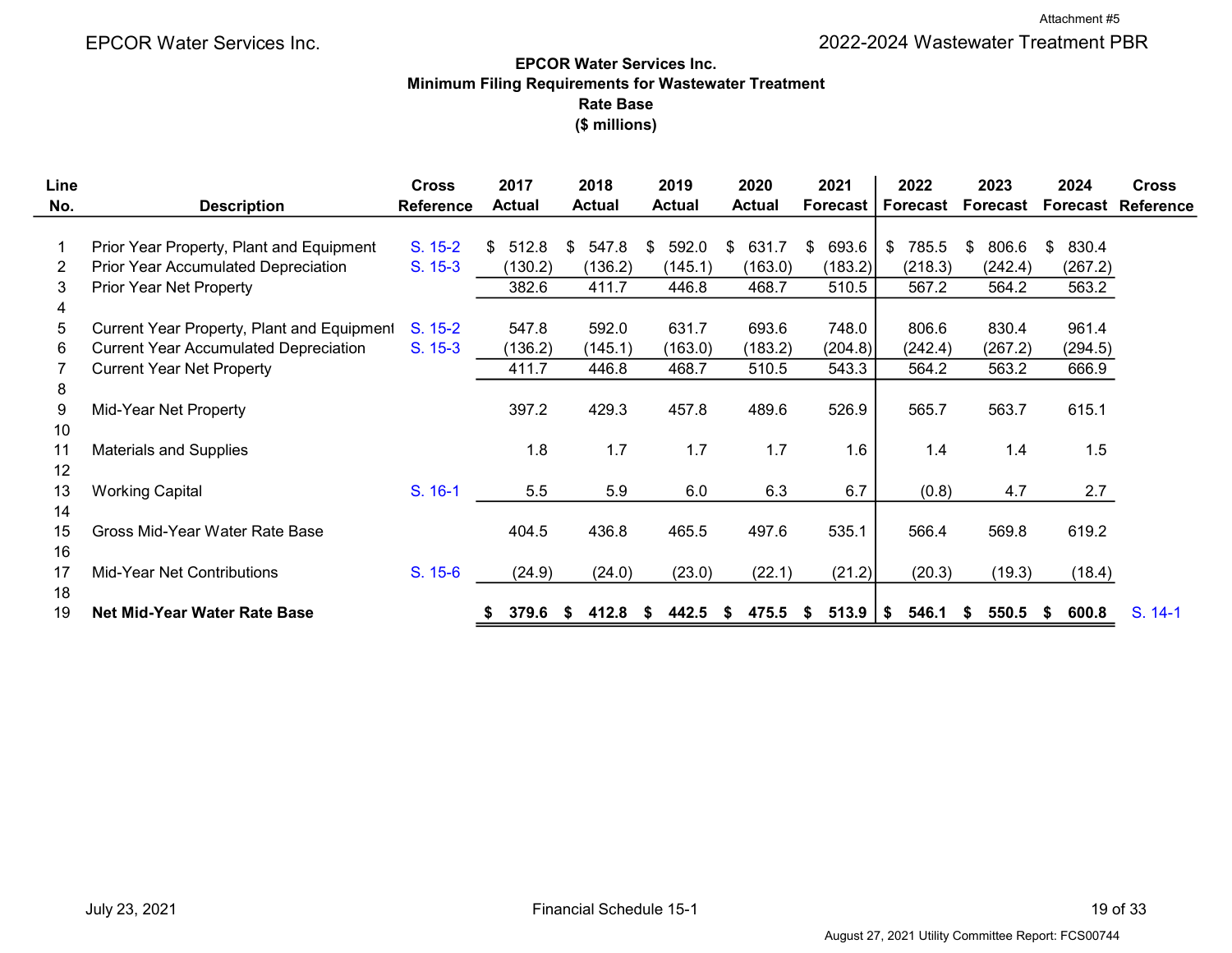Attachment #5

EPCOR Water Services Inc. — 2022-2024 Wastewater Treatment PBR

**EPCOR Water Services Inc.**
**Minimum Filing Requirements for Wastewater Treatment**
**Rate Base**
**($ millions)**

| Line No. | Description | Cross Reference | 2017 Actual | 2018 Actual | 2019 Actual | 2020 Actual | 2021 Forecast | 2022 Forecast | 2023 Forecast | 2024 Forecast | Cross Reference |
|---|---|---|---|---|---|---|---|---|---|---|---|
| 1 | Prior Year Property, Plant and Equipment | S. 15-2 | $ 512.8 | $ 547.8 | $ 592.0 | $ 631.7 | $ 693.6 | $ 785.5 | $ 806.6 | $ 830.4 | |
| 2 | Prior Year Accumulated Depreciation | S. 15-3 | (130.2) | (136.2) | (145.1) | (163.0) | (183.2) | (218.3) | (242.4) | (267.2) | |
| 3 | Prior Year Net Property | | 382.6 | 411.7 | 446.8 | 468.7 | 510.5 | 567.2 | 564.2 | 563.2 | |
| 4 | | | | | | | | | | | |
| 5 | Current Year Property, Plant and Equipment | S. 15-2 | 547.8 | 592.0 | 631.7 | 693.6 | 748.0 | 806.6 | 830.4 | 961.4 | |
| 6 | Current Year Accumulated Depreciation | S. 15-3 | (136.2) | (145.1) | (163.0) | (183.2) | (204.8) | (242.4) | (267.2) | (294.5) | |
| 7 | Current Year Net Property | | 411.7 | 446.8 | 468.7 | 510.5 | 543.3 | 564.2 | 563.2 | 666.9 | |
| 8 | | | | | | | | | | | |
| 9 | Mid-Year Net Property | | 397.2 | 429.3 | 457.8 | 489.6 | 526.9 | 565.7 | 563.7 | 615.1 | |
| 10 | | | | | | | | | | | |
| 11 | Materials and Supplies | | 1.8 | 1.7 | 1.7 | 1.7 | 1.6 | 1.4 | 1.4 | 1.5 | |
| 12 | | | | | | | | | | | |
| 13 | Working Capital | S. 16-1 | 5.5 | 5.9 | 6.0 | 6.3 | 6.7 | (0.8) | 4.7 | 2.7 | |
| 14 | | | | | | | | | | | |
| 15 | Gross Mid-Year Water Rate Base | | 404.5 | 436.8 | 465.5 | 497.6 | 535.1 | 566.4 | 569.8 | 619.2 | |
| 16 | | | | | | | | | | | |
| 17 | Mid-Year Net Contributions | S. 15-6 | (24.9) | (24.0) | (23.0) | (22.1) | (21.2) | (20.3) | (19.3) | (18.4) | |
| 18 | | | | | | | | | | | |
| 19 | **Net Mid-Year Water Rate Base** | | **$ 379.6** | **$ 412.8** | **$ 442.5** | **$ 475.5** | **$ 513.9** | **$ 546.1** | **$ 550.5** | **$ 600.8** | S. 14-1 |

July 23, 2021 — Financial Schedule 15-1

August 27, 2021 Utility Committee Report: FCS00744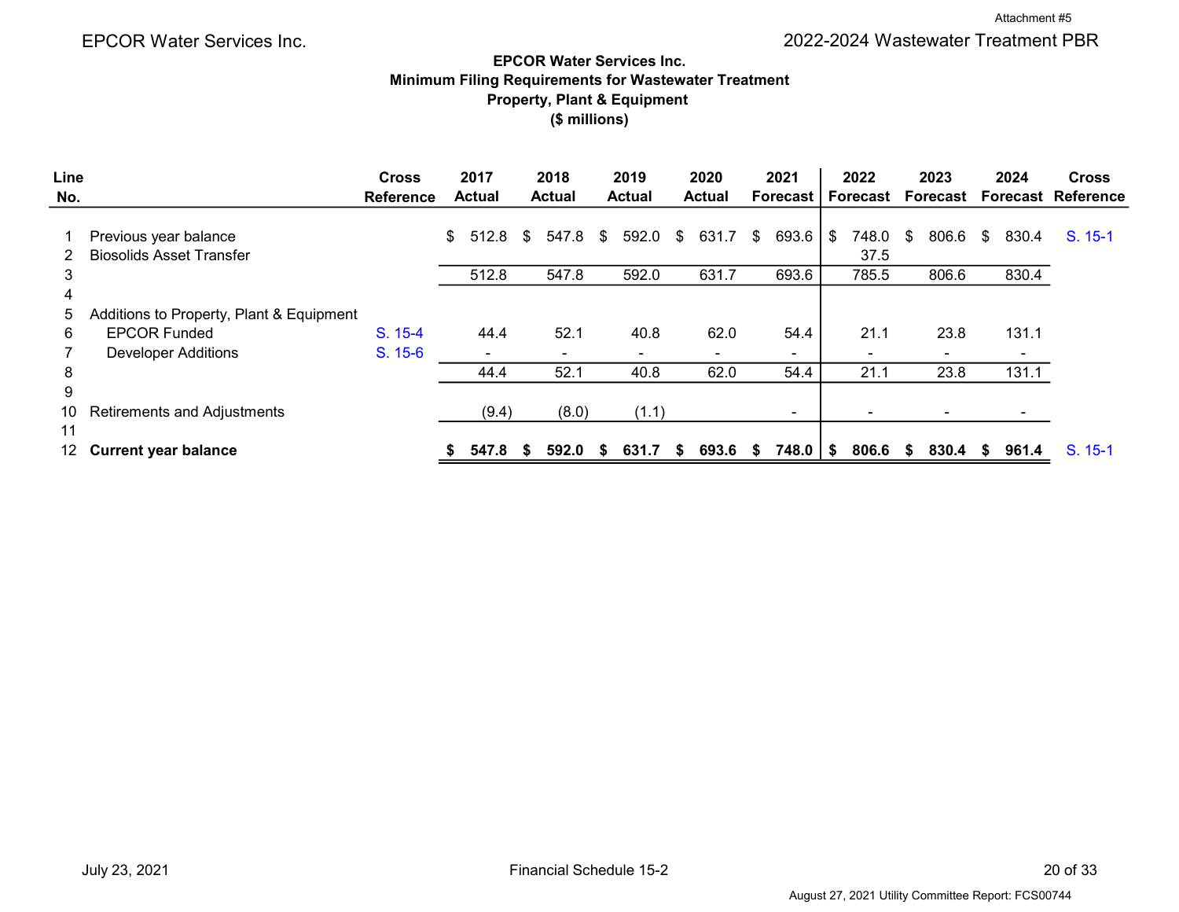Attachment #5

EPCOR Water Services Inc. — 2022-2024 Wastewater Treatment PBR

**EPCOR Water Services Inc.**
**Minimum Filing Requirements for Wastewater Treatment**
**Property, Plant & Equipment**
**($ millions)**

| Line No. | | Cross Reference | 2017 Actual | 2018 Actual | 2019 Actual | 2020 Actual | 2021 Forecast | 2022 Forecast | 2023 Forecast | 2024 Forecast | Cross Reference |
|---|---|---|---|---|---|---|---|---|---|---|---|
| 1 | Previous year balance | | $ 512.8 | $ 547.8 | $ 592.0 | $ 631.7 | $ 693.6 | $ 748.0 | $ 806.6 | $ 830.4 | S. 15-1 |
| 2 | Biosolids Asset Transfer | | | | | | | 37.5 | | | |
| 3 | | | 512.8 | 547.8 | 592.0 | 631.7 | 693.6 | 785.5 | 806.6 | 830.4 | |
| 4 | | | | | | | | | | | |
| 5 | Additions to Property, Plant & Equipment | | | | | | | | | | |
| 6 | EPCOR Funded | S. 15-4 | 44.4 | 52.1 | 40.8 | 62.0 | 54.4 | 21.1 | 23.8 | 131.1 | |
| 7 | Developer Additions | S. 15-6 | - | - | - | - | - | - | - | - | |
| 8 | | | 44.4 | 52.1 | 40.8 | 62.0 | 54.4 | 21.1 | 23.8 | 131.1 | |
| 9 | | | | | | | | | | | |
| 10 | Retirements and Adjustments | | (9.4) | (8.0) | (1.1) | | - | - | - | - | |
| 11 | | | | | | | | | | | |
| 12 | **Current year balance** | | **$ 547.8** | **$ 592.0** | **$ 631.7** | **$ 693.6** | **$ 748.0** | **$ 806.6** | **$ 830.4** | **$ 961.4** | S. 15-1 |

July 23, 2021 — Financial Schedule 15-2

August 27, 2021 Utility Committee Report: FCS00744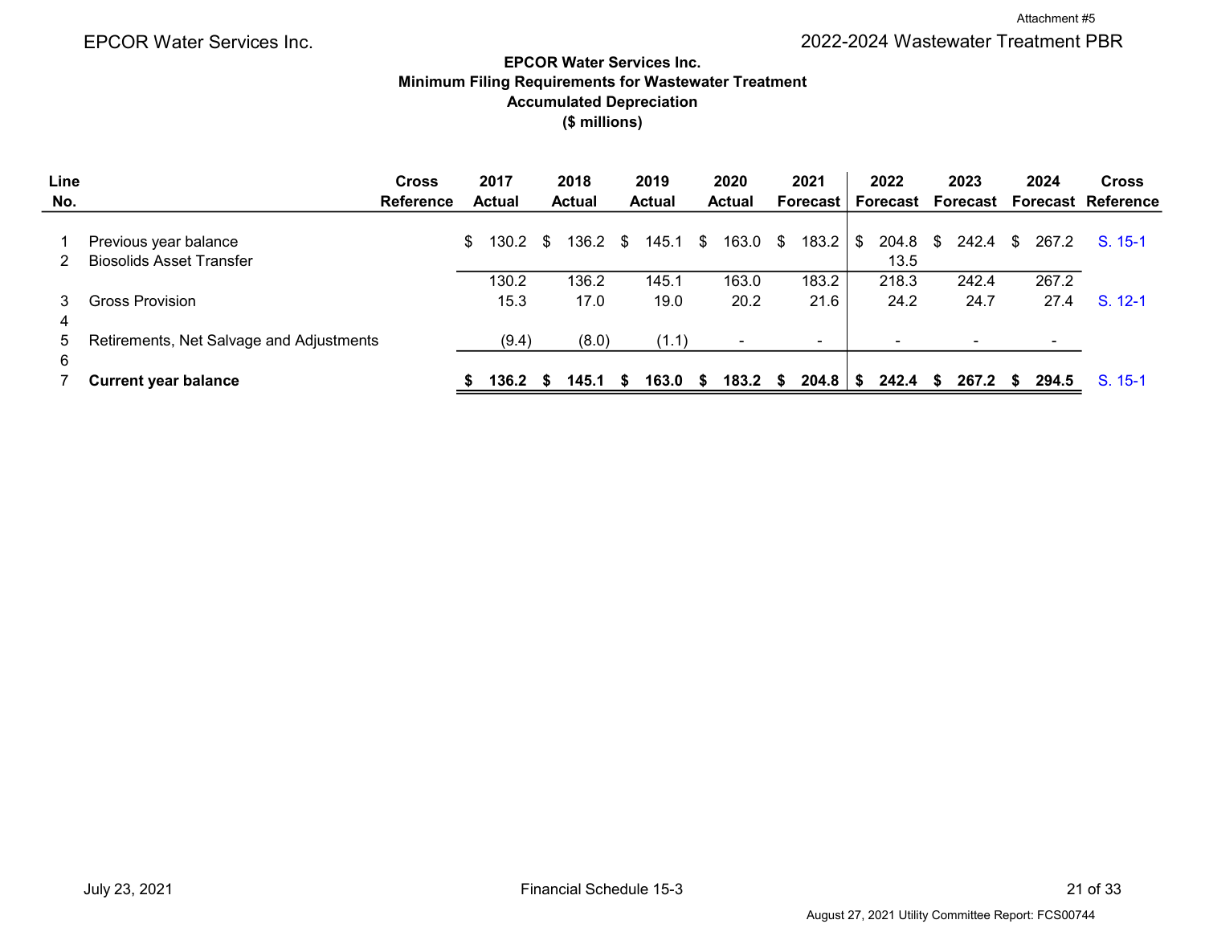Attachment #5

EPCOR Water Services Inc. | 2022-2024 Wastewater Treatment PBR

**EPCOR Water Services Inc.**
**Minimum Filing Requirements for Wastewater Treatment**
**Accumulated Depreciation**
**($ millions)**

| Line No. | | Cross Reference | 2017 Actual | 2018 Actual | 2019 Actual | 2020 Actual | 2021 Forecast | 2022 Forecast | 2023 Forecast | 2024 Forecast | Cross Reference |
|---|---|---|---|---|---|---|---|---|---|---|---|
| 1 | Previous year balance | | $ 130.2 | $ 136.2 | $ 145.1 | $ 163.0 | $ 183.2 | $ 204.8 | $ 242.4 | $ 267.2 | S. 15-1 |
| 2 | Biosolids Asset Transfer | | | | | | | 13.5 | | | |
| | | | 130.2 | 136.2 | 145.1 | 163.0 | 183.2 | 218.3 | 242.4 | 267.2 | |
| 3 | Gross Provision | | 15.3 | 17.0 | 19.0 | 20.2 | 21.6 | 24.2 | 24.7 | 27.4 | S. 12-1 |
| 4 | | | | | | | | | | | |
| 5 | Retirements, Net Salvage and Adjustments | | (9.4) | (8.0) | (1.1) | - | - | - | - | - | |
| 6 | | | | | | | | | | | |
| 7 | **Current year balance** | | **$ 136.2** | **$ 145.1** | **$ 163.0** | **$ 183.2** | **$ 204.8** | **$ 242.4** | **$ 267.2** | **$ 294.5** | S. 15-1 |

July 23, 2021 | Financial Schedule 15-3

August 27, 2021 Utility Committee Report: FCS00744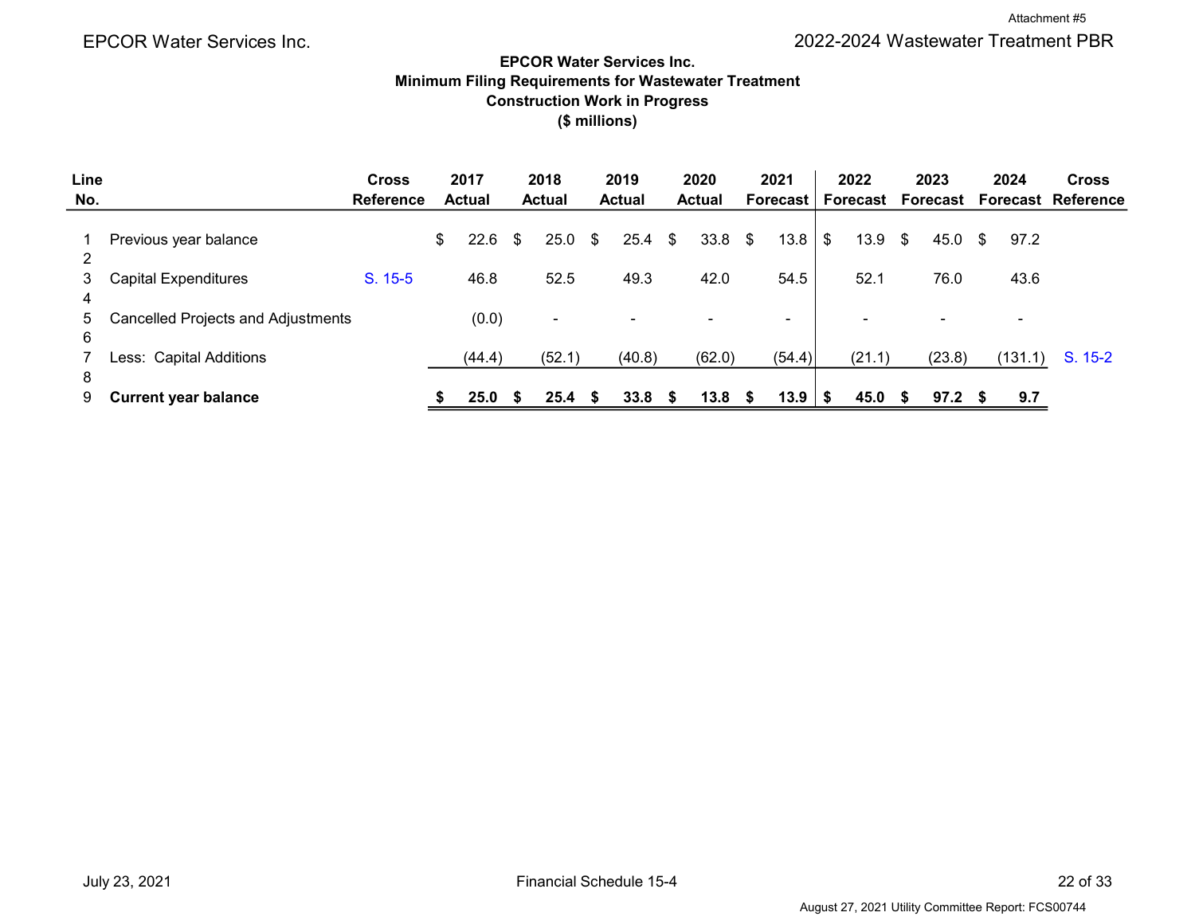Attachment #5

EPCOR Water Services Inc.

2022-2024 Wastewater Treatment PBR

**EPCOR Water Services Inc.**
**Minimum Filing Requirements for Wastewater Treatment**
**Construction Work in Progress**
**($ millions)**

| Line No. | | Cross Reference | 2017 Actual | 2018 Actual | 2019 Actual | 2020 Actual | 2021 Forecast | 2022 Forecast | 2023 Forecast | 2024 Forecast | Cross Reference |
|---|---|---|---|---|---|---|---|---|---|---|---|
| 1 | Previous year balance | | $ 22.6 | $ 25.0 | $ 25.4 | $ 33.8 | $ 13.8 | $ 13.9 | $ 45.0 | $ 97.2 | |
| 2 | | | | | | | | | | | |
| 3 | Capital Expenditures | S. 15-5 | 46.8 | 52.5 | 49.3 | 42.0 | 54.5 | 52.1 | 76.0 | 43.6 | |
| 4 | | | | | | | | | | | |
| 5 | Cancelled Projects and Adjustments | | (0.0) | - | - | - | - | - | - | - | |
| 6 | | | | | | | | | | | |
| 7 | Less: Capital Additions | | (44.4) | (52.1) | (40.8) | (62.0) | (54.4) | (21.1) | (23.8) | (131.1) | S. 15-2 |
| 8 | | | | | | | | | | | |
| 9 | **Current year balance** | | **$ 25.0** | **$ 25.4** | **$ 33.8** | **$ 13.8** | **$ 13.9** | **$ 45.0** | **$ 97.2** | **$ 9.7** | |

July 23, 2021

Financial Schedule 15-4

August 27, 2021 Utility Committee Report: FCS00744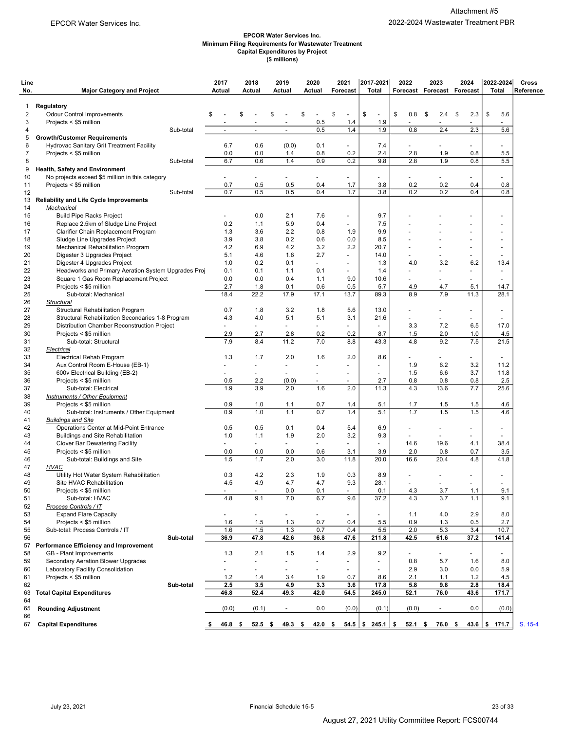EPCOR Water Services Inc.

Attachment #5
2022-2024 Wastewater Treatment PBR

**EPCOR Water Services Inc.**
**Minimum Filing Requirements for Wastewater Treatment**
**Capital Expenditures by Project**
**($ millions)**

| Line No. | Major Category and Project | | 2017 Actual | 2018 Actual | 2019 Actual | 2020 Actual | 2021 Forecast | 2017-2021 Total | 2022 Forecast | 2023 Forecast | 2024 Forecast | 2022-2024 Total | Cross Reference |
|---|---|---|---|---|---|---|---|---|---|---|---|---|---|
| 1 | **Regulatory** | | | | | | | | | | | | |
| 2 | Odour Control Improvements | | $ - | $ - | $ - | $ - | $ - | $ - | $ 0.8 | $ 2.4 | $ 2.3 | $ 5.6 | |
| 3 | Projects < $5 million | | - | - | - | 0.5 | 1.4 | 1.9 | - | - | - | - | |
| 4 | | Sub-total | - | - | - | 0.5 | 1.4 | 1.9 | 0.8 | 2.4 | 2.3 | 5.6 | |
| 5 | **Growth/Customer Requirements** | | | | | | | | | | | | |
| 6 | Hydrovac Sanitary Grit Treatment Facility | | 6.7 | 0.6 | (0.0) | 0.1 | - | 7.4 | - | - | - | - | |
| 7 | Projects < $5 million | | 0.0 | 0.0 | 1.4 | 0.8 | 0.2 | 2.4 | 2.8 | 1.9 | 0.8 | 5.5 | |
| 8 | | Sub-total | 6.7 | 0.6 | 1.4 | 0.9 | 0.2 | 9.8 | 2.8 | 1.9 | 0.8 | 5.5 | |
| 9 | **Health, Safety and Environment** | | | | | | | | | | | | |
| 10 | No projects exceed $5 million in this category | | - | - | - | - | - | - | - | - | - | - | |
| 11 | Projects < $5 million | | 0.7 | 0.5 | 0.5 | 0.4 | 1.7 | 3.8 | 0.2 | 0.2 | 0.4 | 0.8 | |
| 12 | | Sub-total | 0.7 | 0.5 | 0.5 | 0.4 | 1.7 | 3.8 | 0.2 | 0.2 | 0.4 | 0.8 | |
| 13 | **Reliability and Life Cycle Improvements** | | | | | | | | | | | | |
| 14 | *Mechanical* | | | | | | | | | | | | |
| 15 | Build Pipe Racks Project | | - | 0.0 | 2.1 | 7.6 | - | 9.7 | - | - | - | - | |
| 16 | Replace 2.5km of Sludge Line Project | | 0.2 | 1.1 | 5.9 | 0.4 | - | 7.5 | - | - | - | - | |
| 17 | Clarifier Chain Replacement Program | | 1.3 | 3.6 | 2.2 | 0.8 | 1.9 | 9.9 | - | - | - | - | |
| 18 | Sludge Line Upgrades Project | | 3.9 | 3.8 | 0.2 | 0.6 | 0.0 | 8.5 | - | - | - | - | |
| 19 | Mechanical Rehabilitation Program | | 4.2 | 6.9 | 4.2 | 3.2 | 2.2 | 20.7 | - | - | - | - | |
| 20 | Digester 3 Upgrades Project | | 5.1 | 4.6 | 1.6 | 2.7 | - | 14.0 | - | - | - | - | |
| 21 | Digester 4 Upgrades Project | | 1.0 | 0.2 | 0.1 | - | - | 1.3 | 4.0 | 3.2 | 6.2 | 13.4 | |
| 22 | Headworks and Primary Aeration System Upgrades Proj | | 0.1 | 0.1 | 1.1 | 0.1 | - | 1.4 | - | - | - | - | |
| 23 | Square 1 Gas Room Replacement Project | | 0.0 | 0.0 | 0.4 | 1.1 | 9.0 | 10.6 | - | - | - | - | |
| 24 | Projects < $5 million | | 2.7 | 1.8 | 0.1 | 0.6 | 0.5 | 5.7 | 4.9 | 4.7 | 5.1 | 14.7 | |
| 25 | Sub-total: Mechanical | | 18.4 | 22.2 | 17.9 | 17.1 | 13.7 | 89.3 | 8.9 | 7.9 | 11.3 | 28.1 | |
| 26 | *Structural* | | | | | | | | | | | | |
| 27 | Structural Rehabilitation Program | | 0.7 | 1.8 | 3.2 | 1.8 | 5.6 | 13.0 | - | - | - | - | |
| 28 | Structural Rehabilitation Secondaries 1-8 Program | | 4.3 | 4.0 | 5.1 | 5.1 | 3.1 | 21.6 | - | - | - | - | |
| 29 | Distribution Chamber Reconstruction Project | | - | - | - | - | - | - | 3.3 | 7.2 | 6.5 | 17.0 | |
| 30 | Projects < $5 million | | 2.9 | 2.7 | 2.8 | 0.2 | 0.2 | 8.7 | 1.5 | 2.0 | 1.0 | 4.5 | |
| 31 | Sub-total: Structural | | 7.9 | 8.4 | 11.2 | 7.0 | 8.8 | 43.3 | 4.8 | 9.2 | 7.5 | 21.5 | |
| 32 | *Electrical* | | | | | | | | | | | | |
| 33 | Electrical Rehab Program | | 1.3 | 1.7 | 2.0 | 1.6 | 2.0 | 8.6 | - | - | - | - | |
| 34 | Aux Control Room E-House (EB-1) | | - | - | - | - | - | - | 1.9 | 6.2 | 3.2 | 11.2 | |
| 35 | 600v Electrical Building (EB-2) | | - | - | - | - | - | - | 1.5 | 6.6 | 3.7 | 11.8 | |
| 36 | Projects < $5 million | | 0.5 | 2.2 | (0.0) | - | - | 2.7 | 0.8 | 0.8 | 0.8 | 2.5 | |
| 37 | Sub-total: Electrical | | 1.9 | 3.9 | 2.0 | 1.6 | 2.0 | 11.3 | 4.3 | 13.6 | 7.7 | 25.6 | |
| 38 | *Instruments / Other Equipment* | | | | | | | | | | | | |
| 39 | Projects < $5 million | | 0.9 | 1.0 | 1.1 | 0.7 | 1.4 | 5.1 | 1.7 | 1.5 | 1.5 | 4.6 | |
| 40 | Sub-total: Instruments / Other Equipment | | 0.9 | 1.0 | 1.1 | 0.7 | 1.4 | 5.1 | 1.7 | 1.5 | 1.5 | 4.6 | |
| 41 | *Buildings and Site* | | | | | | | | | | | | |
| 42 | Operations Center at Mid-Point Entrance | | 0.5 | 0.5 | 0.1 | 0.4 | 5.4 | 6.9 | - | - | - | - | |
| 43 | Buildings and Site Rehabilitation | | 1.0 | 1.1 | 1.9 | 2.0 | 3.2 | 9.3 | - | - | - | - | |
| 44 | Clover Bar Dewatering Facility | | - | - | - | - | - | - | 14.6 | 19.6 | 4.1 | 38.4 | |
| 45 | Projects < $5 million | | 0.0 | 0.0 | 0.0 | 0.6 | 3.1 | 3.9 | 2.0 | 0.8 | 0.7 | 3.5 | |
| 46 | Sub-total: Buildings and Site | | 1.5 | 1.7 | 2.0 | 3.0 | 11.8 | 20.0 | 16.6 | 20.4 | 4.8 | 41.8 | |
| 47 | *HVAC* | | | | | | | | | | | | |
| 48 | Utility Hot Water System Rehabilitation | | 0.3 | 4.2 | 2.3 | 1.9 | 0.3 | 8.9 | - | - | - | - | |
| 49 | Site HVAC Rehabilitation | | 4.5 | 4.9 | 4.7 | 4.7 | 9.3 | 28.1 | - | - | - | - | |
| 50 | Projects < $5 million | | - | - | 0.0 | 0.1 | - | 0.1 | 4.3 | 3.7 | 1.1 | 9.1 | |
| 51 | Sub-total: HVAC | | 4.8 | 9.1 | 7.0 | 6.7 | 9.6 | 37.2 | 4.3 | 3.7 | 1.1 | 9.1 | |
| 52 | *Process Controls / IT* | | | | | | | | | | | | |
| 53 | Expand Flare Capacity | | - | - | - | - | - | - | 1.1 | 4.0 | 2.9 | 8.0 | |
| 54 | Projects < $5 million | | 1.6 | 1.5 | 1.3 | 0.7 | 0.4 | 5.5 | 0.9 | 1.3 | 0.5 | 2.7 | |
| 55 | Sub-total: Process Controls / IT | | 1.6 | 1.5 | 1.3 | 0.7 | 0.4 | 5.5 | 2.0 | 5.3 | 3.4 | 10.7 | |
| 56 | | **Sub-total** | **36.9** | **47.8** | **42.6** | **36.8** | **47.6** | **211.8** | **42.5** | **61.6** | **37.2** | **141.4** | |
| 57 | **Performance Efficiency and Improvement** | | | | | | | | | | | | |
| 58 | GB - Plant Improvements | | 1.3 | 2.1 | 1.5 | 1.4 | 2.9 | 9.2 | - | - | - | - | |
| 59 | Secondary Aeration Blower Upgrades | | - | - | - | - | - | - | 0.8 | 5.7 | 1.6 | 8.0 | |
| 60 | Laboratory Facility Consolidation | | - | - | - | - | - | - | 2.9 | 3.0 | 0.0 | 5.9 | |
| 61 | Projects < $5 million | | 1.2 | 1.4 | 3.4 | 1.9 | 0.7 | 8.6 | 2.1 | 1.1 | 1.2 | 4.5 | |
| 62 | | **Sub-total** | **2.5** | **3.5** | **4.9** | **3.3** | **3.6** | **17.8** | **5.8** | **9.8** | **2.8** | **18.4** | |
| 63 | **Total Capital Expenditures** | | **46.8** | **52.4** | **49.3** | **42.0** | **54.5** | **245.0** | **52.1** | **76.0** | **43.6** | **171.7** | |
| 64 | | | | | | | | | | | | | |
| 65 | **Rounding Adjustment** | | (0.0) | (0.1) | - | 0.0 | (0.0) | (0.1) | (0.0) | - | 0.0 | (0.0) | |
| 66 | | | | | | | | | | | | | |
| 67 | **Capital Expenditures** | | **$ 46.8** | **$ 52.5** | **$ 49.3** | **$ 42.0** | **$ 54.5** | **$ 245.1** | **$ 52.1** | **$ 76.0** | **$ 43.6** | **$ 171.7** | S. 15-4 |

July 23, 2021 Financial Schedule 15-5

August 27, 2021 Utility Committee Report: FCS00744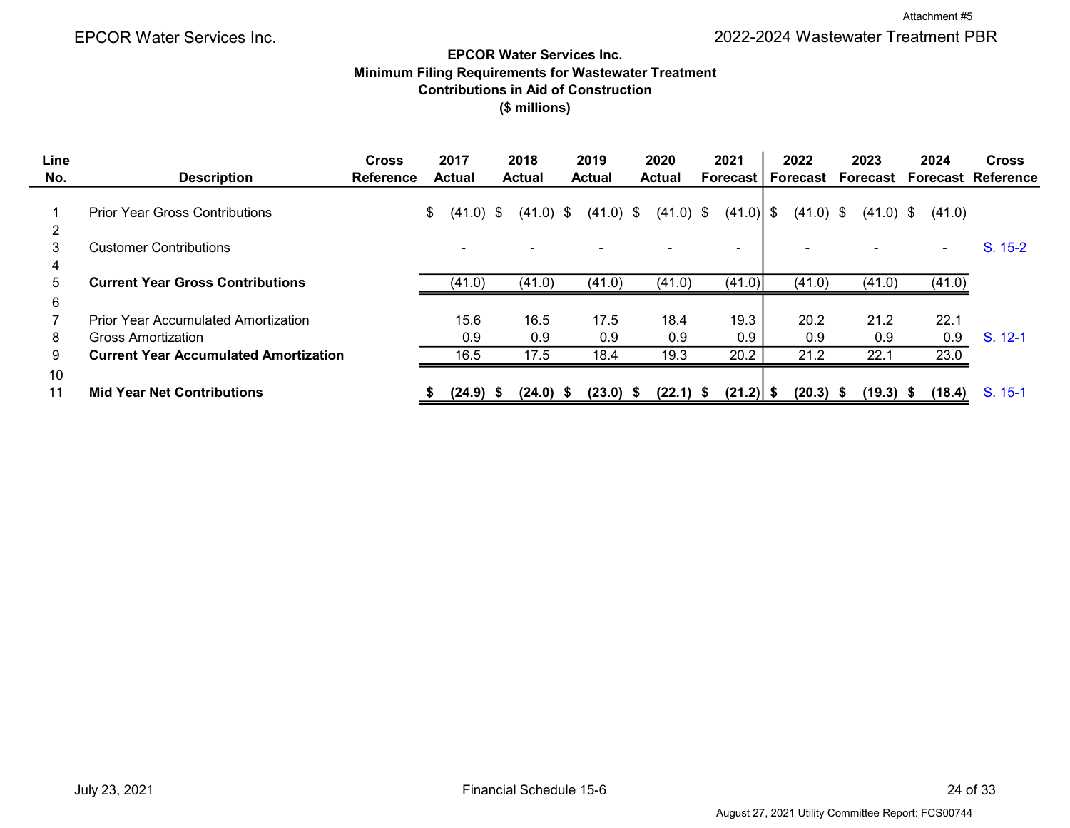Attachment #5

EPCOR Water Services Inc.

2022-2024 Wastewater Treatment PBR

**EPCOR Water Services Inc.**
**Minimum Filing Requirements for Wastewater Treatment**
**Contributions in Aid of Construction**
**($ millions)**

| Line No. | Description | Cross Reference | 2017 Actual | 2018 Actual | 2019 Actual | 2020 Actual | 2021 Forecast | 2022 Forecast | 2023 Forecast | 2024 Forecast | Cross Reference |
|---|---|---|---|---|---|---|---|---|---|---|---|
| 1 | Prior Year Gross Contributions | | $ (41.0) | $ (41.0) | $ (41.0) | $ (41.0) | $ (41.0) | $ (41.0) | $ (41.0) | $ (41.0) | |
| 2 | | | | | | | | | | | |
| 3 | Customer Contributions | | - | - | - | - | - | - | - | - | S. 15-2 |
| 4 | | | | | | | | | | | |
| 5 | **Current Year Gross Contributions** | | (41.0) | (41.0) | (41.0) | (41.0) | (41.0) | (41.0) | (41.0) | (41.0) | |
| 6 | | | | | | | | | | | |
| 7 | Prior Year Accumulated Amortization | | 15.6 | 16.5 | 17.5 | 18.4 | 19.3 | 20.2 | 21.2 | 22.1 | |
| 8 | Gross Amortization | | 0.9 | 0.9 | 0.9 | 0.9 | 0.9 | 0.9 | 0.9 | 0.9 | S. 12-1 |
| 9 | **Current Year Accumulated Amortization** | | 16.5 | 17.5 | 18.4 | 19.3 | 20.2 | 21.2 | 22.1 | 23.0 | |
| 10 | | | | | | | | | | | |
| 11 | **Mid Year Net Contributions** | | **$ (24.9)** | **$ (24.0)** | **$ (23.0)** | **$ (22.1)** | **$ (21.2)** | **$ (20.3)** | **$ (19.3)** | **$ (18.4)** | S. 15-1 |

July 23, 2021

Financial Schedule 15-6

August 27, 2021 Utility Committee Report: FCS00744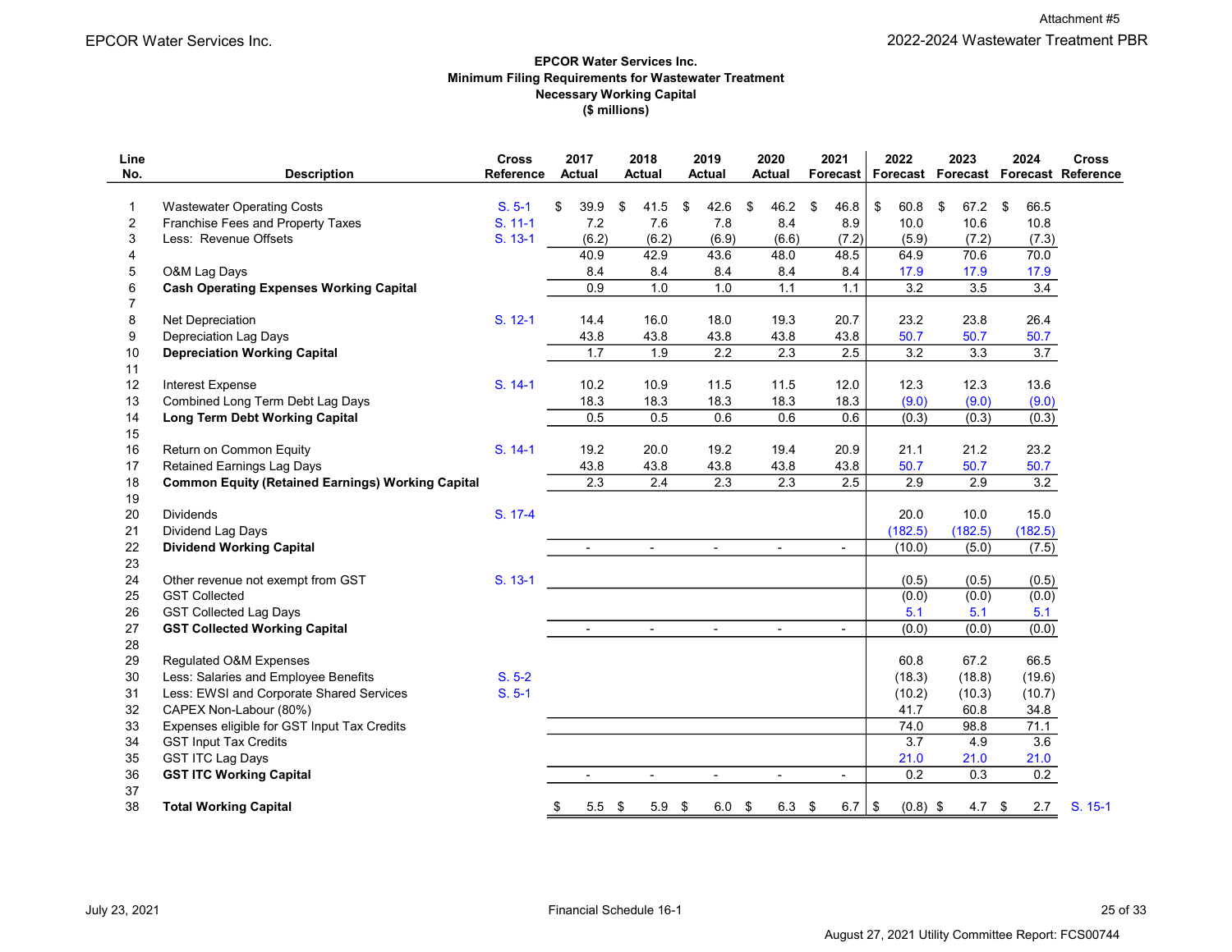Attachment #5

EPCOR Water Services Inc.

2022-2024 Wastewater Treatment PBR

**EPCOR Water Services Inc.**
**Minimum Filing Requirements for Wastewater Treatment**
**Necessary Working Capital**
**($ millions)**

| Line No. | Description | Cross Reference | 2017 Actual | 2018 Actual | 2019 Actual | 2020 Actual | 2021 Forecast | 2022 Forecast | 2023 Forecast | 2024 Forecast | Cross Reference |
|---|---|---|---|---|---|---|---|---|---|---|---|
| 1 | Wastewater Operating Costs | S. 5-1 | $ 39.9 | $ 41.5 | $ 42.6 | $ 46.2 | $ 46.8 | $ 60.8 | $ 67.2 | $ 66.5 | |
| 2 | Franchise Fees and Property Taxes | S. 11-1 | 7.2 | 7.6 | 7.8 | 8.4 | 8.9 | 10.0 | 10.6 | 10.8 | |
| 3 | Less: Revenue Offsets | S. 13-1 | (6.2) | (6.2) | (6.9) | (6.6) | (7.2) | (5.9) | (7.2) | (7.3) | |
| 4 | | | 40.9 | 42.9 | 43.6 | 48.0 | 48.5 | 64.9 | 70.6 | 70.0 | |
| 5 | O&M Lag Days | | 8.4 | 8.4 | 8.4 | 8.4 | 8.4 | 17.9 | 17.9 | 17.9 | |
| 6 | **Cash Operating Expenses Working Capital** | | 0.9 | 1.0 | 1.0 | 1.1 | 1.1 | 3.2 | 3.5 | 3.4 | |
| 7 | | | | | | | | | | | |
| 8 | Net Depreciation | S. 12-1 | 14.4 | 16.0 | 18.0 | 19.3 | 20.7 | 23.2 | 23.8 | 26.4 | |
| 9 | Depreciation Lag Days | | 43.8 | 43.8 | 43.8 | 43.8 | 43.8 | 50.7 | 50.7 | 50.7 | |
| 10 | **Depreciation Working Capital** | | 1.7 | 1.9 | 2.2 | 2.3 | 2.5 | 3.2 | 3.3 | 3.7 | |
| 11 | | | | | | | | | | | |
| 12 | Interest Expense | S. 14-1 | 10.2 | 10.9 | 11.5 | 11.5 | 12.0 | 12.3 | 12.3 | 13.6 | |
| 13 | Combined Long Term Debt Lag Days | | 18.3 | 18.3 | 18.3 | 18.3 | 18.3 | (9.0) | (9.0) | (9.0) | |
| 14 | **Long Term Debt Working Capital** | | 0.5 | 0.5 | 0.6 | 0.6 | 0.6 | (0.3) | (0.3) | (0.3) | |
| 15 | | | | | | | | | | | |
| 16 | Return on Common Equity | S. 14-1 | 19.2 | 20.0 | 19.2 | 19.4 | 20.9 | 21.1 | 21.2 | 23.2 | |
| 17 | Retained Earnings Lag Days | | 43.8 | 43.8 | 43.8 | 43.8 | 43.8 | 50.7 | 50.7 | 50.7 | |
| 18 | **Common Equity (Retained Earnings) Working Capital** | | 2.3 | 2.4 | 2.3 | 2.3 | 2.5 | 2.9 | 2.9 | 3.2 | |
| 19 | | | | | | | | | | | |
| 20 | Dividends | S. 17-4 | | | | | | 20.0 | 10.0 | 15.0 | |
| 21 | Dividend Lag Days | | | | | | | (182.5) | (182.5) | (182.5) | |
| 22 | **Dividend Working Capital** | | - | - | - | - | - | (10.0) | (5.0) | (7.5) | |
| 23 | | | | | | | | | | | |
| 24 | Other revenue not exempt from GST | S. 13-1 | | | | | | (0.5) | (0.5) | (0.5) | |
| 25 | GST Collected | | | | | | | (0.0) | (0.0) | (0.0) | |
| 26 | GST Collected Lag Days | | | | | | | 5.1 | 5.1 | 5.1 | |
| 27 | **GST Collected Working Capital** | | - | - | - | - | - | (0.0) | (0.0) | (0.0) | |
| 28 | | | | | | | | | | | |
| 29 | Regulated O&M Expenses | | | | | | | 60.8 | 67.2 | 66.5 | |
| 30 | Less: Salaries and Employee Benefits | S. 5-2 | | | | | | (18.3) | (18.8) | (19.6) | |
| 31 | Less: EWSI and Corporate Shared Services | S. 5-1 | | | | | | (10.2) | (10.3) | (10.7) | |
| 32 | CAPEX Non-Labour (80%) | | | | | | | 41.7 | 60.8 | 34.8 | |
| 33 | Expenses eligible for GST Input Tax Credits | | | | | | | 74.0 | 98.8 | 71.1 | |
| 34 | GST Input Tax Credits | | | | | | | 3.7 | 4.9 | 3.6 | |
| 35 | GST ITC Lag Days | | | | | | | 21.0 | 21.0 | 21.0 | |
| 36 | **GST ITC Working Capital** | | - | - | - | - | - | 0.2 | 0.3 | 0.2 | |
| 37 | | | | | | | | | | | |
| 38 | **Total Working Capital** | | $ 5.5 | $ 5.9 | $ 6.0 | $ 6.3 | $ 6.7 | $ (0.8) | $ 4.7 | $ 2.7 | S. 15-1 |

July 23, 2021 — Financial Schedule 16-1

August 27, 2021 Utility Committee Report: FCS00744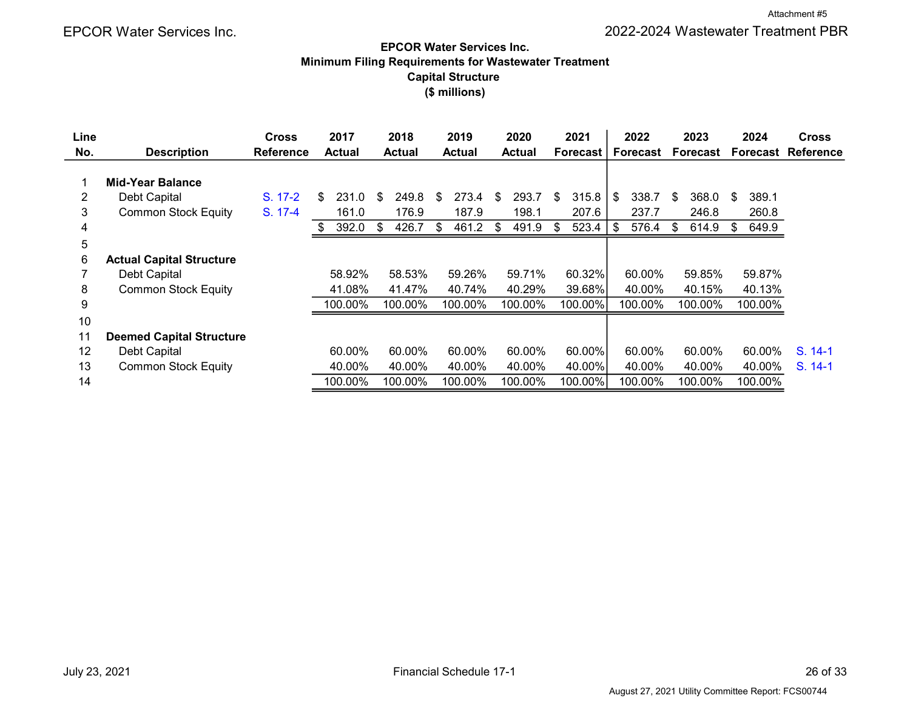Attachment #5

EPCOR Water Services Inc. — 2022-2024 Wastewater Treatment PBR

**EPCOR Water Services Inc.**
**Minimum Filing Requirements for Wastewater Treatment**
**Capital Structure**
**($ millions)**

| Line No. | Description | Cross Reference | 2017 Actual | 2018 Actual | 2019 Actual | 2020 Actual | 2021 Forecast | 2022 Forecast | 2023 Forecast | 2024 Forecast | Cross Reference |
|---|---|---|---|---|---|---|---|---|---|---|---|
| 1 | **Mid-Year Balance** | | | | | | | | | | |
| 2 | Debt Capital | S. 17-2 | $ 231.0 | $ 249.8 | $ 273.4 | $ 293.7 | $ 315.8 | $ 338.7 | $ 368.0 | $ 389.1 | |
| 3 | Common Stock Equity | S. 17-4 | 161.0 | 176.9 | 187.9 | 198.1 | 207.6 | 237.7 | 246.8 | 260.8 | |
| 4 | | | $ 392.0 | $ 426.7 | $ 461.2 | $ 491.9 | $ 523.4 | $ 576.4 | $ 614.9 | $ 649.9 | |
| 5 | | | | | | | | | | | |
| 6 | **Actual Capital Structure** | | | | | | | | | | |
| 7 | Debt Capital | | 58.92% | 58.53% | 59.26% | 59.71% | 60.32% | 60.00% | 59.85% | 59.87% | |
| 8 | Common Stock Equity | | 41.08% | 41.47% | 40.74% | 40.29% | 39.68% | 40.00% | 40.15% | 40.13% | |
| 9 | | | 100.00% | 100.00% | 100.00% | 100.00% | 100.00% | 100.00% | 100.00% | 100.00% | |
| 10 | | | | | | | | | | | |
| 11 | **Deemed Capital Structure** | | | | | | | | | | |
| 12 | Debt Capital | | 60.00% | 60.00% | 60.00% | 60.00% | 60.00% | 60.00% | 60.00% | 60.00% | S. 14-1 |
| 13 | Common Stock Equity | | 40.00% | 40.00% | 40.00% | 40.00% | 40.00% | 40.00% | 40.00% | 40.00% | S. 14-1 |
| 14 | | | 100.00% | 100.00% | 100.00% | 100.00% | 100.00% | 100.00% | 100.00% | 100.00% | |

July 23, 2021 — Financial Schedule 17-1

August 27, 2021 Utility Committee Report: FCS00744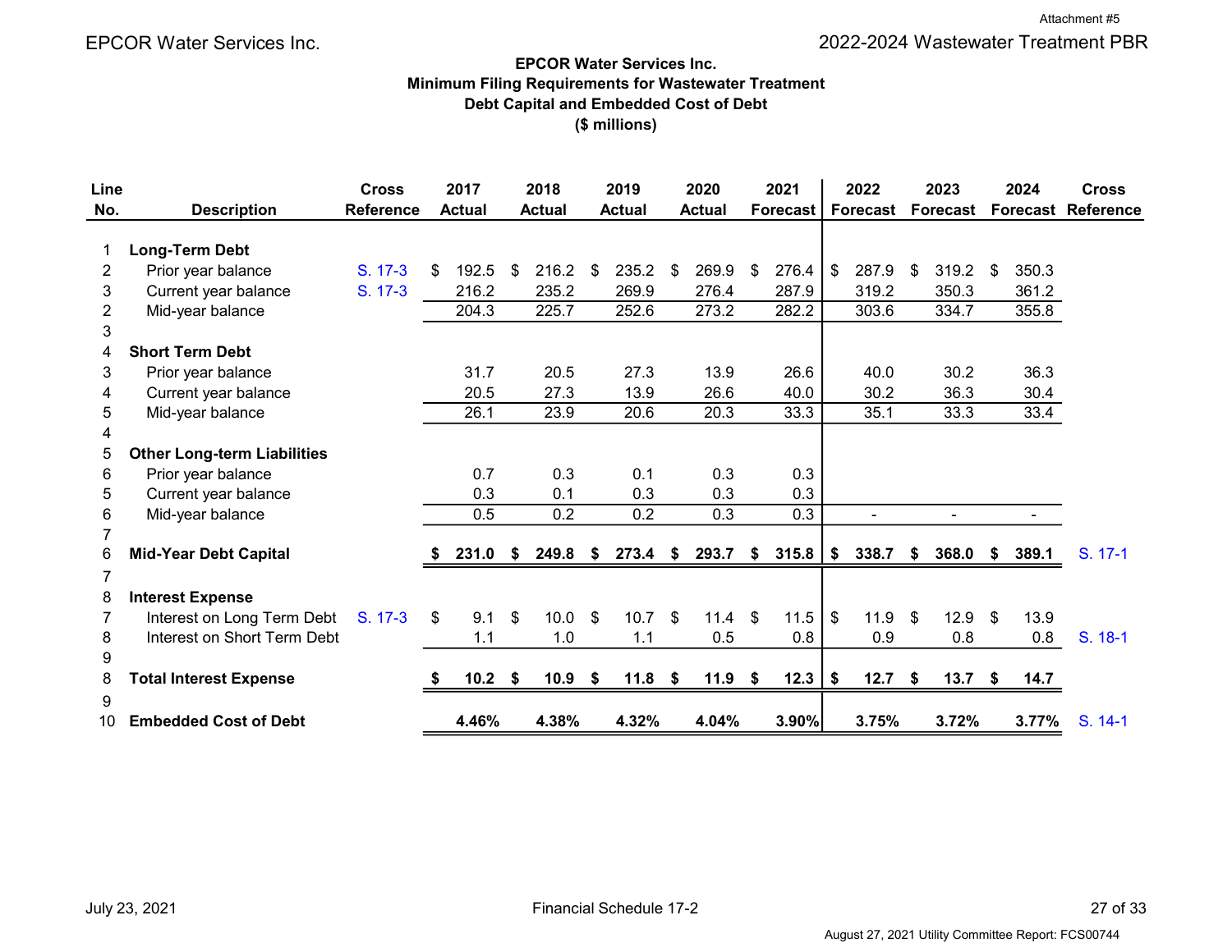Attachment #5

EPCOR Water Services Inc.

2022-2024 Wastewater Treatment PBR

**EPCOR Water Services Inc.**
**Minimum Filing Requirements for Wastewater Treatment**
**Debt Capital and Embedded Cost of Debt**
**($ millions)**

| Line No. | Description | Cross Reference | 2017 Actual | 2018 Actual | 2019 Actual | 2020 Actual | 2021 Forecast | 2022 Forecast | 2023 Forecast | 2024 Forecast | Cross Reference |
|---|---|---|---|---|---|---|---|---|---|---|---|
| 1 | **Long-Term Debt** | | | | | | | | | | |
| 2 | Prior year balance | S. 17-3 | $ 192.5 | $ 216.2 | $ 235.2 | $ 269.9 | $ 276.4 | $ 287.9 | $ 319.2 | $ 350.3 | |
| 3 | Current year balance | S. 17-3 | 216.2 | 235.2 | 269.9 | 276.4 | 287.9 | 319.2 | 350.3 | 361.2 | |
| 2 | Mid-year balance | | 204.3 | 225.7 | 252.6 | 273.2 | 282.2 | 303.6 | 334.7 | 355.8 | |
| 3 | | | | | | | | | | | |
| 4 | **Short Term Debt** | | | | | | | | | | |
| 3 | Prior year balance | | 31.7 | 20.5 | 27.3 | 13.9 | 26.6 | 40.0 | 30.2 | 36.3 | |
| 4 | Current year balance | | 20.5 | 27.3 | 13.9 | 26.6 | 40.0 | 30.2 | 36.3 | 30.4 | |
| 5 | Mid-year balance | | 26.1 | 23.9 | 20.6 | 20.3 | 33.3 | 35.1 | 33.3 | 33.4 | |
| 4 | | | | | | | | | | | |
| 5 | **Other Long-term Liabilities** | | | | | | | | | | |
| 6 | Prior year balance | | 0.7 | 0.3 | 0.1 | 0.3 | 0.3 | | | | |
| 5 | Current year balance | | 0.3 | 0.1 | 0.3 | 0.3 | 0.3 | | | | |
| 6 | Mid-year balance | | 0.5 | 0.2 | 0.2 | 0.3 | 0.3 | - | - | - | |
| 7 | | | | | | | | | | | |
| 6 | **Mid-Year Debt Capital** | | **$ 231.0** | **$ 249.8** | **$ 273.4** | **$ 293.7** | **$ 315.8** | **$ 338.7** | **$ 368.0** | **$ 389.1** | S. 17-1 |
| 7 | | | | | | | | | | | |
| 8 | **Interest Expense** | | | | | | | | | | |
| 7 | Interest on Long Term Debt | S. 17-3 | $ 9.1 | $ 10.0 | $ 10.7 | $ 11.4 | $ 11.5 | $ 11.9 | $ 12.9 | $ 13.9 | |
| 8 | Interest on Short Term Debt | | 1.1 | 1.0 | 1.1 | 0.5 | 0.8 | 0.9 | 0.8 | 0.8 | S. 18-1 |
| 9 | | | | | | | | | | | |
| 8 | **Total Interest Expense** | | **$ 10.2** | **$ 10.9** | **$ 11.8** | **$ 11.9** | **$ 12.3** | **$ 12.7** | **$ 13.7** | **$ 14.7** | |
| 9 | | | | | | | | | | | |
| 10 | **Embedded Cost of Debt** | | **4.46%** | **4.38%** | **4.32%** | **4.04%** | **3.90%** | **3.75%** | **3.72%** | **3.77%** | S. 14-1 |

July 23, 2021 — Financial Schedule 17-2

August 27, 2021 Utility Committee Report: FCS00744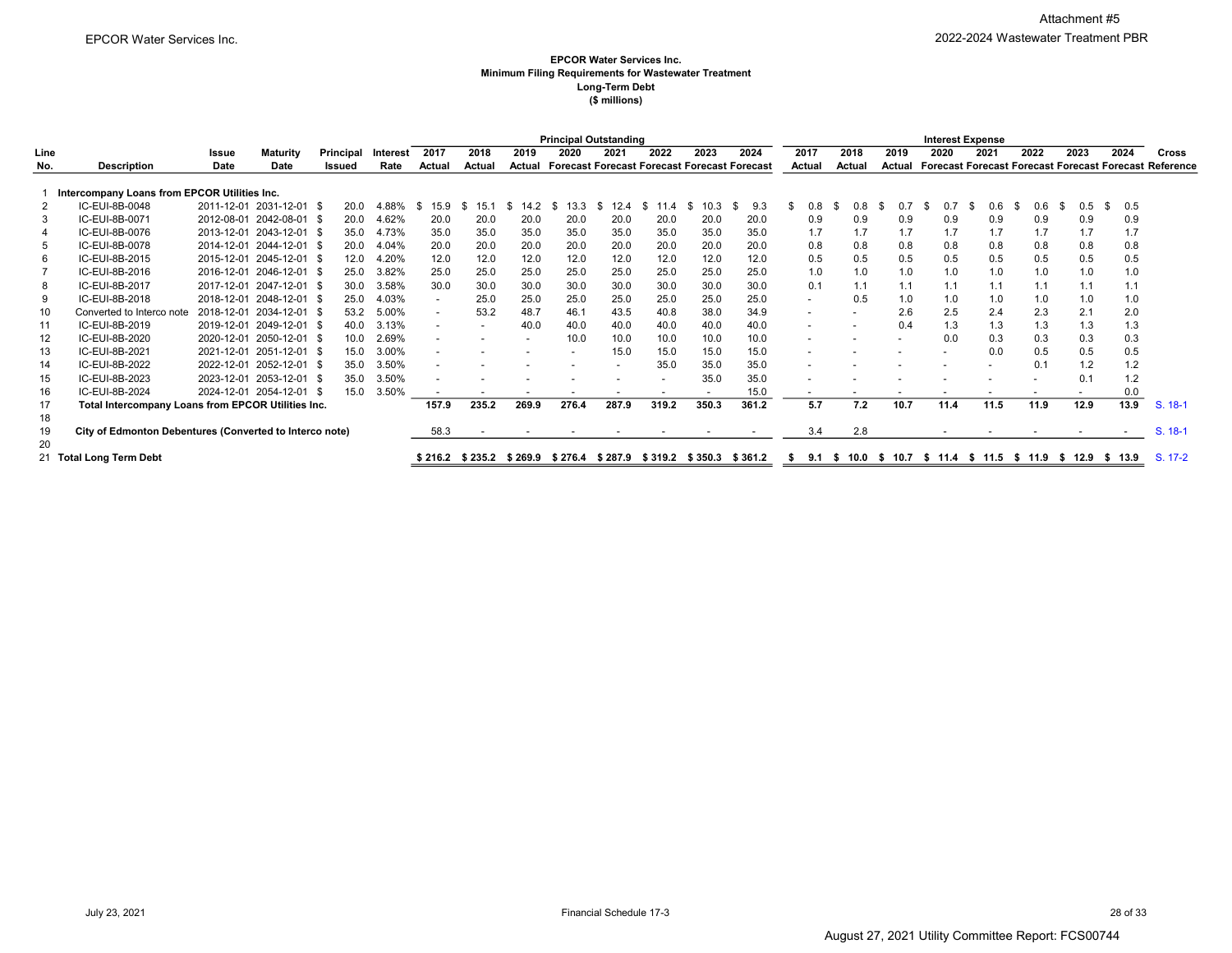Attachment #5

EPCOR Water Services Inc.

2022-2024 Wastewater Treatment PBR

**EPCOR Water Services Inc.**
**Minimum Filing Requirements for Wastewater Treatment**
**Long-Term Debt**
**($ millions)**

| Line No. | Description | Issue Date | Maturity Date | Principal Issued | Interest Rate | Principal Outstanding 2017 Actual | 2018 Actual | 2019 Actual | 2020 Forecast | 2021 Forecast | 2022 Forecast | 2023 Forecast | 2024 Forecast | Interest Expense 2017 Actual | 2018 Actual | 2019 Actual | 2020 Forecast | 2021 Forecast | 2022 Forecast | 2023 Forecast | 2024 Forecast | Cross Reference |
|---|---|---|---|---|---|---|---|---|---|---|---|---|---|---|---|---|---|---|---|---|---|---|
| 1 | **Intercompany Loans from EPCOR Utilities Inc.** | | | | | | | | | | | | | | | | | | | | | |
| 2 | IC-EUI-8B-0048 | 2011-12-01 | 2031-12-01 | $ 20.0 | 4.88% | $ 15.9 | $ 15.1 | $ 14.2 | $ 13.3 | $ 12.4 | $ 11.4 | $ 10.3 | $ 9.3 | $ 0.8 | $ 0.8 | $ 0.7 | $ 0.7 | $ 0.6 | $ 0.6 | $ 0.5 | $ 0.5 | |
| 3 | IC-EUI-8B-0071 | 2012-08-01 | 2042-08-01 | $ 20.0 | 4.62% | 20.0 | 20.0 | 20.0 | 20.0 | 20.0 | 20.0 | 20.0 | 20.0 | 0.9 | 0.9 | 0.9 | 0.9 | 0.9 | 0.9 | 0.9 | 0.9 | |
| 4 | IC-EUI-8B-0076 | 2013-12-01 | 2043-12-01 | $ 35.0 | 4.73% | 35.0 | 35.0 | 35.0 | 35.0 | 35.0 | 35.0 | 35.0 | 35.0 | 1.7 | 1.7 | 1.7 | 1.7 | 1.7 | 1.7 | 1.7 | 1.7 | |
| 5 | IC-EUI-8B-0078 | 2014-12-01 | 2044-12-01 | $ 20.0 | 4.04% | 20.0 | 20.0 | 20.0 | 20.0 | 20.0 | 20.0 | 20.0 | 20.0 | 0.8 | 0.8 | 0.8 | 0.8 | 0.8 | 0.8 | 0.8 | 0.8 | |
| 6 | IC-EUI-8B-2015 | 2015-12-01 | 2045-12-01 | $ 12.0 | 4.20% | 12.0 | 12.0 | 12.0 | 12.0 | 12.0 | 12.0 | 12.0 | 12.0 | 0.5 | 0.5 | 0.5 | 0.5 | 0.5 | 0.5 | 0.5 | 0.5 | |
| 7 | IC-EUI-8B-2016 | 2016-12-01 | 2046-12-01 | $ 25.0 | 3.82% | 25.0 | 25.0 | 25.0 | 25.0 | 25.0 | 25.0 | 25.0 | 25.0 | 1.0 | 1.0 | 1.0 | 1.0 | 1.0 | 1.0 | 1.0 | 1.0 | |
| 8 | IC-EUI-8B-2017 | 2017-12-01 | 2047-12-01 | $ 30.0 | 3.58% | 30.0 | 30.0 | 30.0 | 30.0 | 30.0 | 30.0 | 30.0 | 30.0 | 0.1 | 1.1 | 1.1 | 1.1 | 1.1 | 1.1 | 1.1 | 1.1 | |
| 9 | IC-EUI-8B-2018 | 2018-12-01 | 2048-12-01 | $ 25.0 | 4.03% | - | 25.0 | 25.0 | 25.0 | 25.0 | 25.0 | 25.0 | 25.0 | - | 0.5 | 1.0 | 1.0 | 1.0 | 1.0 | 1.0 | 1.0 | |
| 10 | Converted to Interco note | 2018-12-01 | 2034-12-01 | $ 53.2 | 5.00% | - | 53.2 | 48.7 | 46.1 | 43.5 | 40.8 | 38.0 | 34.9 | - | - | 2.6 | 2.5 | 2.4 | 2.3 | 2.1 | 2.0 | |
| 11 | IC-EUI-8B-2019 | 2019-12-01 | 2049-12-01 | $ 40.0 | 3.13% | - | - | 40.0 | 40.0 | 40.0 | 40.0 | 40.0 | 40.0 | - | - | 0.4 | 1.3 | 1.3 | 1.3 | 1.3 | 1.3 | |
| 12 | IC-EUI-8B-2020 | 2020-12-01 | 2050-12-01 | $ 10.0 | 2.69% | - | - | - | 10.0 | 10.0 | 10.0 | 10.0 | 10.0 | - | - | - | 0.0 | 0.3 | 0.3 | 0.3 | 0.3 | |
| 13 | IC-EUI-8B-2021 | 2021-12-01 | 2051-12-01 | $ 15.0 | 3.00% | - | - | - | - | 15.0 | 15.0 | 15.0 | 15.0 | - | - | - | - | 0.0 | 0.5 | 0.5 | 0.5 | |
| 14 | IC-EUI-8B-2022 | 2022-12-01 | 2052-12-01 | $ 35.0 | 3.50% | - | - | - | - | - | 35.0 | 35.0 | 35.0 | - | - | - | - | - | 0.1 | 1.2 | 1.2 | |
| 15 | IC-EUI-8B-2023 | 2023-12-01 | 2053-12-01 | $ 35.0 | 3.50% | - | - | - | - | - | - | 35.0 | 35.0 | - | - | - | - | - | - | 0.1 | 1.2 | |
| 16 | IC-EUI-8B-2024 | 2024-12-01 | 2054-12-01 | $ 15.0 | 3.50% | - | - | - | - | - | - | - | 15.0 | - | - | - | - | - | - | - | 0.0 | |
| 17 | **Total Intercompany Loans from EPCOR Utilities Inc.** | | | | | **157.9** | **235.2** | **269.9** | **276.4** | **287.9** | **319.2** | **350.3** | **361.2** | **5.7** | **7.2** | **10.7** | **11.4** | **11.5** | **11.9** | **12.9** | **13.9** | S. 18-1 |
| 18 | | | | | | | | | | | | | | | | | | | | | | |
| 19 | **City of Edmonton Debentures (Converted to Interco note)** | | | | | 58.3 | - | - | - | - | - | - | - | 3.4 | 2.8 | | - | - | - | - | - | S. 18-1 |
| 20 | | | | | | | | | | | | | | | | | | | | | | |
| 21 | **Total Long Term Debt** | | | | | **$ 216.2** | **$ 235.2** | **$ 269.9** | **$ 276.4** | **$ 287.9** | **$ 319.2** | **$ 350.3** | **$ 361.2** | **$ 9.1** | **$ 10.0** | **$ 10.7** | **$ 11.4** | **$ 11.5** | **$ 11.9** | **$ 12.9** | **$ 13.9** | S. 17-2 |

July 23, 2021 — Financial Schedule 17-3

August 27, 2021 Utility Committee Report: FCS00744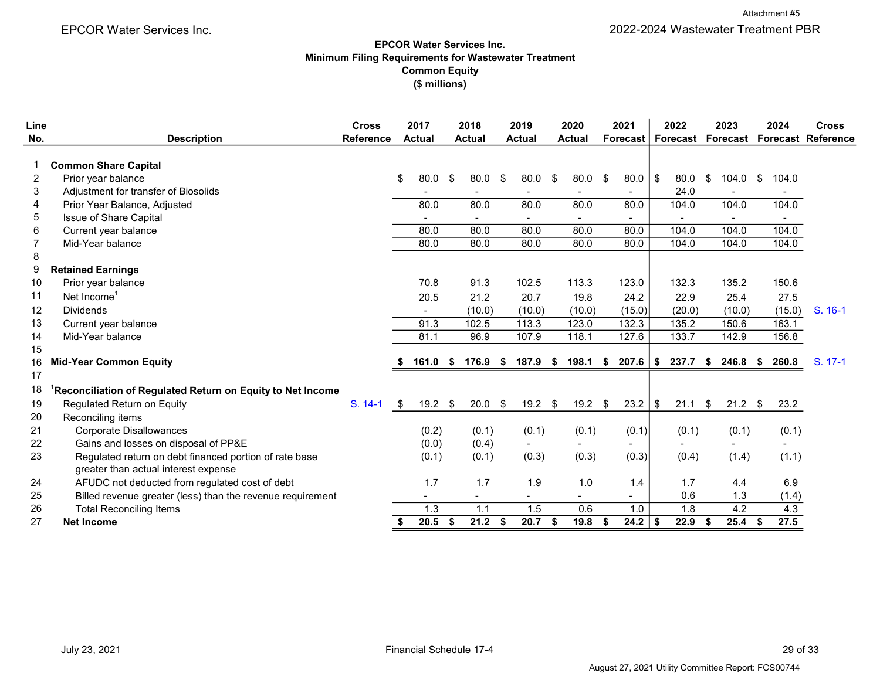## EPCOR Water Services Inc.
## Minimum Filing Requirements for Wastewater Treatment
## Common Equity
## ($ millions)

| Line No. | Description | Cross Reference | 2017 Actual | 2018 Actual | 2019 Actual | 2020 Actual | 2021 Forecast | 2022 Forecast | 2023 Forecast | 2024 Forecast | Cross Reference |
|---|---|---|---|---|---|---|---|---|---|---|---|
| 1 | **Common Share Capital** | | | | | | | | | | |
| 2 | Prior year balance | | $ 80.0 | $ 80.0 | $ 80.0 | $ 80.0 | $ 80.0 | $ 80.0 | $ 104.0 | $ 104.0 | |
| 3 | Adjustment for transfer of Biosolids | | - | - | - | - | - | 24.0 | - | - | |
| 4 | Prior Year Balance, Adjusted | | 80.0 | 80.0 | 80.0 | 80.0 | 80.0 | 104.0 | 104.0 | 104.0 | |
| 5 | Issue of Share Capital | | - | - | - | - | - | - | - | - | |
| 6 | Current year balance | | 80.0 | 80.0 | 80.0 | 80.0 | 80.0 | 104.0 | 104.0 | 104.0 | |
| 7 | Mid-Year balance | | 80.0 | 80.0 | 80.0 | 80.0 | 80.0 | 104.0 | 104.0 | 104.0 | |
| 8 | | | | | | | | | | | |
| 9 | **Retained Earnings** | | | | | | | | | | |
| 10 | Prior year balance | | 70.8 | 91.3 | 102.5 | 113.3 | 123.0 | 132.3 | 135.2 | 150.6 | |
| 11 | Net Income[1] | | 20.5 | 21.2 | 20.7 | 19.8 | 24.2 | 22.9 | 25.4 | 27.5 | |
| 12 | Dividends | | - | (10.0) | (10.0) | (10.0) | (15.0) | (20.0) | (10.0) | (15.0) | S. 16-1 |
| 13 | Current year balance | | 91.3 | 102.5 | 113.3 | 123.0 | 132.3 | 135.2 | 150.6 | 163.1 | |
| 14 | Mid-Year balance | | 81.1 | 96.9 | 107.9 | 118.1 | 127.6 | 133.7 | 142.9 | 156.8 | |
| 15 | | | | | | | | | | | |
| 16 | **Mid-Year Common Equity** | | **$ 161.0** | **$ 176.9** | **$ 187.9** | **$ 198.1** | **$ 207.6** | **$ 237.7** | **$ 246.8** | **$ 260.8** | S. 17-1 |
| 17 | | | | | | | | | | | |
| 18 | **[1]Reconciliation of Regulated Return on Equity to Net Income** | | | | | | | | | | |
| 19 | Regulated Return on Equity | S. 14-1 | $ 19.2 | $ 20.0 | $ 19.2 | $ 19.2 | $ 23.2 | $ 21.1 | $ 21.2 | $ 23.2 | |
| 20 | Reconciling items | | | | | | | | | | |
| 21 | Corporate Disallowances | | (0.2) | (0.1) | (0.1) | (0.1) | (0.1) | (0.1) | (0.1) | (0.1) | |
| 22 | Gains and losses on disposal of PP&E | | (0.0) | (0.4) | - | - | - | - | - | - | |
| 23 | Regulated return on debt financed portion of rate base greater than actual interest expense | | (0.1) | (0.1) | (0.3) | (0.3) | (0.3) | (0.4) | (1.4) | (1.1) | |
| 24 | AFUDC not deducted from regulated cost of debt | | 1.7 | 1.7 | 1.9 | 1.0 | 1.4 | 1.7 | 4.4 | 6.9 | |
| 25 | Billed revenue greater (less) than the revenue requirement | | - | - | - | - | - | 0.6 | 1.3 | (1.4) | |
| 26 | Total Reconciling Items | | 1.3 | 1.1 | 1.5 | 0.6 | 1.0 | 1.8 | 4.2 | 4.3 | |
| 27 | **Net Income** | | **$ 20.5** | **$ 21.2** | **$ 20.7** | **$ 19.8** | **$ 24.2** | **$ 22.9** | **$ 25.4** | **$ 27.5** | |

July 23, 2021 — Financial Schedule 17-4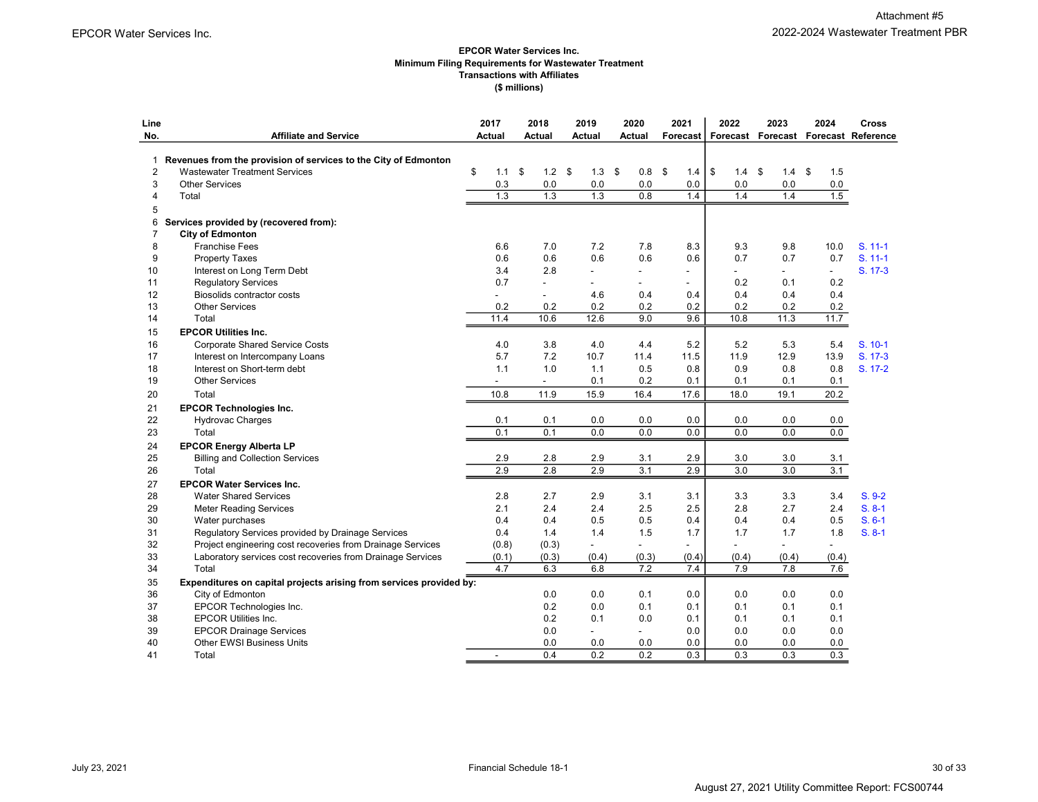**EPCOR Water Services Inc.**
**Minimum Filing Requirements for Wastewater Treatment**
**Transactions with Affiliates**
**($ millions)**

| Line No. | Affiliate and Service | 2017 Actual | 2018 Actual | 2019 Actual | 2020 Actual | 2021 Forecast | 2022 Forecast | 2023 Forecast | 2024 Forecast | Cross Reference |
|---|---|---|---|---|---|---|---|---|---|---|
| 1 | **Revenues from the provision of services to the City of Edmonton** | | | | | | | | | |
| 2 | Wastewater Treatment Services | $ 1.1 | $ 1.2 | $ 1.3 | $ 0.8 | $ 1.4 | $ 1.4 | $ 1.4 | $ 1.5 | |
| 3 | Other Services | 0.3 | 0.0 | 0.0 | 0.0 | 0.0 | 0.0 | 0.0 | 0.0 | |
| 4 | Total | 1.3 | 1.3 | 1.3 | 0.8 | 1.4 | 1.4 | 1.4 | 1.5 | |
| 5 | | | | | | | | | | |
| 6 | **Services provided by (recovered from):** | | | | | | | | | |
| 7 | **City of Edmonton** | | | | | | | | | |
| 8 | Franchise Fees | 6.6 | 7.0 | 7.2 | 7.8 | 8.3 | 9.3 | 9.8 | 10.0 | S. 11-1 |
| 9 | Property Taxes | 0.6 | 0.6 | 0.6 | 0.6 | 0.6 | 0.7 | 0.7 | 0.7 | S. 11-1 |
| 10 | Interest on Long Term Debt | 3.4 | 2.8 | - | - | - | - | - | - | S. 17-3 |
| 11 | Regulatory Services | 0.7 | - | - | - | - | 0.2 | 0.1 | 0.2 | |
| 12 | Biosolids contractor costs | - | - | 4.6 | 0.4 | 0.4 | 0.4 | 0.4 | 0.4 | |
| 13 | Other Services | 0.2 | 0.2 | 0.2 | 0.2 | 0.2 | 0.2 | 0.2 | 0.2 | |
| 14 | Total | 11.4 | 10.6 | 12.6 | 9.0 | 9.6 | 10.8 | 11.3 | 11.7 | |
| 15 | **EPCOR Utilities Inc.** | | | | | | | | | |
| 16 | Corporate Shared Service Costs | 4.0 | 3.8 | 4.0 | 4.4 | 5.2 | 5.2 | 5.3 | 5.4 | S. 10-1 |
| 17 | Interest on Intercompany Loans | 5.7 | 7.2 | 10.7 | 11.4 | 11.5 | 11.9 | 12.9 | 13.9 | S. 17-3 |
| 18 | Interest on Short-term debt | 1.1 | 1.0 | 1.1 | 0.5 | 0.8 | 0.9 | 0.8 | 0.8 | S. 17-2 |
| 19 | Other Services | - | - | 0.1 | 0.2 | 0.1 | 0.1 | 0.1 | 0.1 | |
| 20 | Total | 10.8 | 11.9 | 15.9 | 16.4 | 17.6 | 18.0 | 19.1 | 20.2 | |
| 21 | **EPCOR Technologies Inc.** | | | | | | | | | |
| 22 | Hydrovac Charges | 0.1 | 0.1 | 0.0 | 0.0 | 0.0 | 0.0 | 0.0 | 0.0 | |
| 23 | Total | 0.1 | 0.1 | 0.0 | 0.0 | 0.0 | 0.0 | 0.0 | 0.0 | |
| 24 | **EPCOR Energy Alberta LP** | | | | | | | | | |
| 25 | Billing and Collection Services | 2.9 | 2.8 | 2.9 | 3.1 | 2.9 | 3.0 | 3.0 | 3.1 | |
| 26 | Total | 2.9 | 2.8 | 2.9 | 3.1 | 2.9 | 3.0 | 3.0 | 3.1 | |
| 27 | **EPCOR Water Services Inc.** | | | | | | | | | |
| 28 | Water Shared Services | 2.8 | 2.7 | 2.9 | 3.1 | 3.1 | 3.3 | 3.3 | 3.4 | S. 9-2 |
| 29 | Meter Reading Services | 2.1 | 2.4 | 2.4 | 2.5 | 2.5 | 2.8 | 2.7 | 2.4 | S. 8-1 |
| 30 | Water purchases | 0.4 | 0.4 | 0.5 | 0.5 | 0.4 | 0.4 | 0.4 | 0.5 | S. 6-1 |
| 31 | Regulatory Services provided by Drainage Services | 0.4 | 1.4 | 1.4 | 1.5 | 1.7 | 1.7 | 1.7 | 1.8 | S. 8-1 |
| 32 | Project engineering cost recoveries from Drainage Services | (0.8) | (0.3) | - | - | - | - | - | - | |
| 33 | Laboratory services cost recoveries from Drainage Services | (0.1) | (0.3) | (0.4) | (0.3) | (0.4) | (0.4) | (0.4) | (0.4) | |
| 34 | Total | 4.7 | 6.3 | 6.8 | 7.2 | 7.4 | 7.9 | 7.8 | 7.6 | |
| 35 | **Expenditures on capital projects arising from services provided by:** | | | | | | | | | |
| 36 | City of Edmonton | | 0.0 | 0.0 | 0.1 | 0.0 | 0.0 | 0.0 | 0.0 | |
| 37 | EPCOR Technologies Inc. | | 0.2 | 0.0 | 0.1 | 0.1 | 0.1 | 0.1 | 0.1 | |
| 38 | EPCOR Utilities Inc. | | 0.2 | 0.1 | 0.0 | 0.1 | 0.1 | 0.1 | 0.1 | |
| 39 | EPCOR Drainage Services | | 0.0 | - | - | 0.0 | 0.0 | 0.0 | 0.0 | |
| 40 | Other EWSI Business Units | | 0.0 | 0.0 | 0.0 | 0.0 | 0.0 | 0.0 | 0.0 | |
| 41 | Total | - | 0.4 | 0.2 | 0.2 | 0.3 | 0.3 | 0.3 | 0.3 | |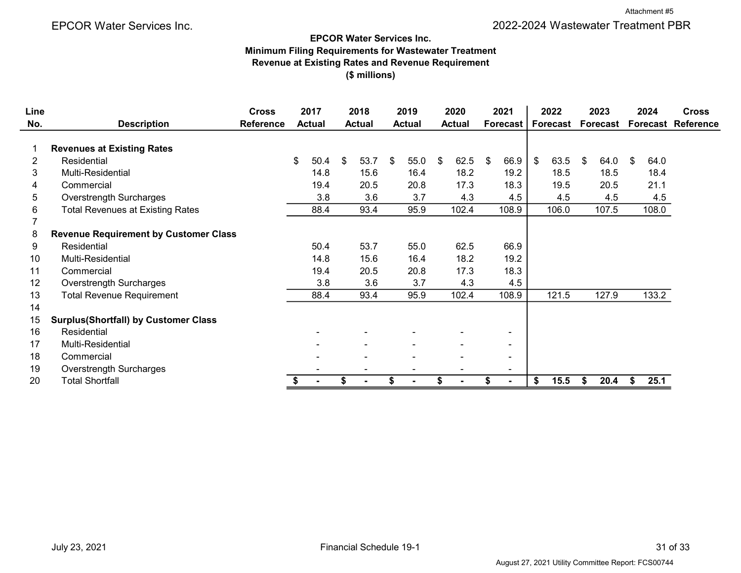Attachment #5

EPCOR Water Services Inc. — 2022-2024 Wastewater Treatment PBR

**EPCOR Water Services Inc.**
**Minimum Filing Requirements for Wastewater Treatment**
**Revenue at Existing Rates and Revenue Requirement**
**($ millions)**

| Line No. | Description | Cross Reference | 2017 Actual | 2018 Actual | 2019 Actual | 2020 Actual | 2021 Forecast | 2022 Forecast | 2023 Forecast | 2024 Forecast | Cross Reference |
|---|---|---|---|---|---|---|---|---|---|---|---|
| 1 | **Revenues at Existing Rates** | | | | | | | | | | |
| 2 | Residential | | $ 50.4 | $ 53.7 | $ 55.0 | $ 62.5 | $ 66.9 | $ 63.5 | $ 64.0 | $ 64.0 | |
| 3 | Multi-Residential | | 14.8 | 15.6 | 16.4 | 18.2 | 19.2 | 18.5 | 18.5 | 18.4 | |
| 4 | Commercial | | 19.4 | 20.5 | 20.8 | 17.3 | 18.3 | 19.5 | 20.5 | 21.1 | |
| 5 | Overstrength Surcharges | | 3.8 | 3.6 | 3.7 | 4.3 | 4.5 | 4.5 | 4.5 | 4.5 | |
| 6 | Total Revenues at Existing Rates | | 88.4 | 93.4 | 95.9 | 102.4 | 108.9 | 106.0 | 107.5 | 108.0 | |
| 7 | | | | | | | | | | | |
| 8 | **Revenue Requirement by Customer Class** | | | | | | | | | | |
| 9 | Residential | | 50.4 | 53.7 | 55.0 | 62.5 | 66.9 | | | | |
| 10 | Multi-Residential | | 14.8 | 15.6 | 16.4 | 18.2 | 19.2 | | | | |
| 11 | Commercial | | 19.4 | 20.5 | 20.8 | 17.3 | 18.3 | | | | |
| 12 | Overstrength Surcharges | | 3.8 | 3.6 | 3.7 | 4.3 | 4.5 | | | | |
| 13 | Total Revenue Requirement | | 88.4 | 93.4 | 95.9 | 102.4 | 108.9 | 121.5 | 127.9 | 133.2 | |
| 14 | | | | | | | | | | | |
| 15 | **Surplus(Shortfall) by Customer Class** | | | | | | | | | | |
| 16 | Residential | | - | - | - | - | - | | | | |
| 17 | Multi-Residential | | - | - | - | - | - | | | | |
| 18 | Commercial | | - | - | - | - | - | | | | |
| 19 | Overstrength Surcharges | | - | - | - | - | - | | | | |
| 20 | Total Shortfall | | **$ -** | **$ -** | **$ -** | **$ -** | **$ -** | **$ 15.5** | **$ 20.4** | **$ 25.1** | |

July 23, 2021 — Financial Schedule 19-1

August 27, 2021 Utility Committee Report: FCS00744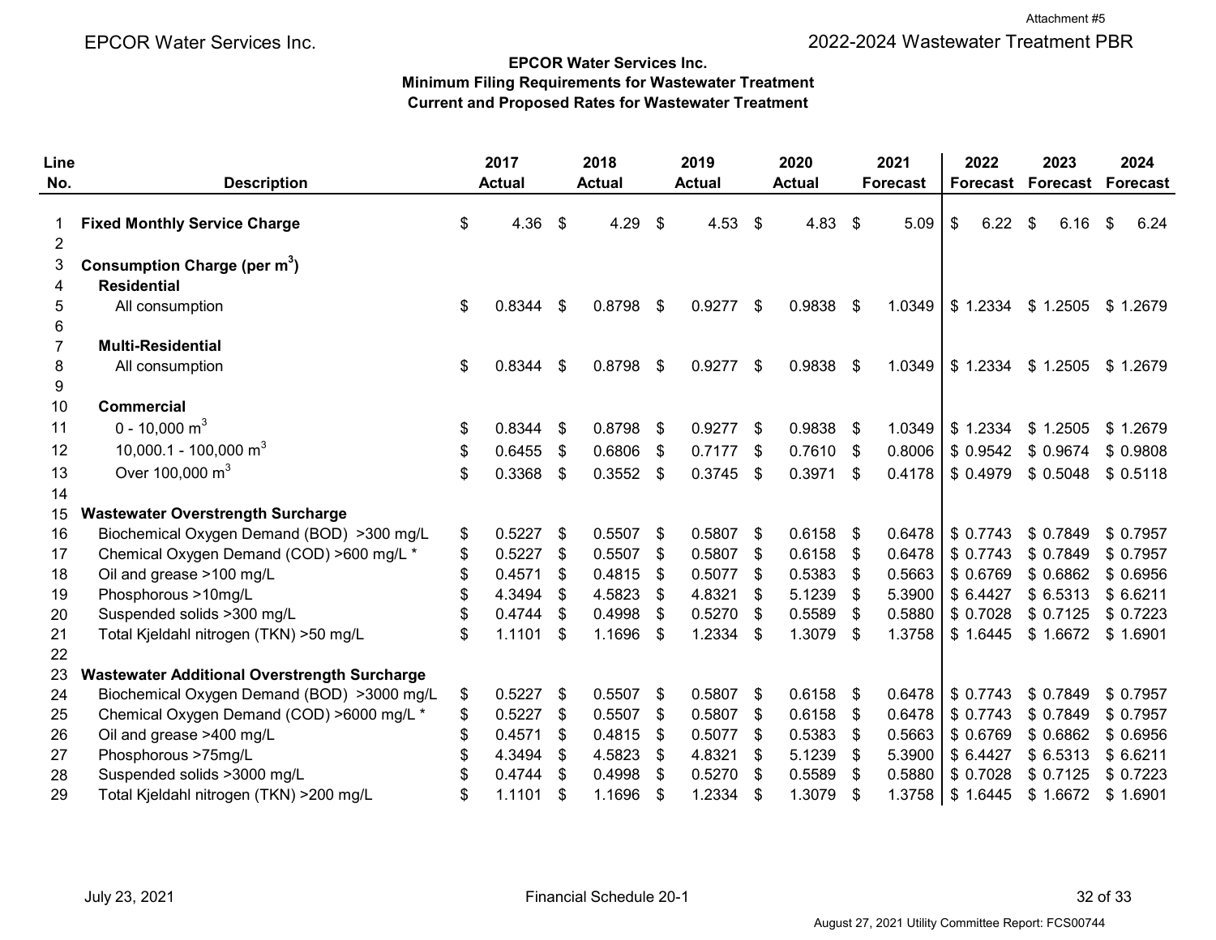EPCOR Water Services Inc.

2022-2024 Wastewater Treatment PBR

Attachment #5

**EPCOR Water Services Inc.**
**Minimum Filing Requirements for Wastewater Treatment**
**Current and Proposed Rates for Wastewater Treatment**

| Line No. | Description | 2017 Actual | 2018 Actual | 2019 Actual | 2020 Actual | 2021 Forecast | 2022 Forecast | 2023 Forecast | 2024 Forecast |
|---|---|---|---|---|---|---|---|---|---|
| 1 | **Fixed Monthly Service Charge** | $ 4.36 | $ 4.29 | $ 4.53 | $ 4.83 | $ 5.09 | $ 6.22 | $ 6.16 | $ 6.24 |
| 2 | | | | | | | | | |
| 3 | **Consumption Charge (per m$^3$)** | | | | | | | | |
| 4 | **Residential** | | | | | | | | |
| 5 | All consumption | $ 0.8344 | $ 0.8798 | $ 0.9277 | $ 0.9838 | $ 1.0349 | $ 1.2334 | $ 1.2505 | $ 1.2679 |
| 6 | | | | | | | | | |
| 7 | **Multi-Residential** | | | | | | | | |
| 8 | All consumption | $ 0.8344 | $ 0.8798 | $ 0.9277 | $ 0.9838 | $ 1.0349 | $ 1.2334 | $ 1.2505 | $ 1.2679 |
| 9 | | | | | | | | | |
| 10 | **Commercial** | | | | | | | | |
| 11 | 0 - 10,000 m$^3$ | $ 0.8344 | $ 0.8798 | $ 0.9277 | $ 0.9838 | $ 1.0349 | $ 1.2334 | $ 1.2505 | $ 1.2679 |
| 12 | 10,000.1 - 100,000 m$^3$ | $ 0.6455 | $ 0.6806 | $ 0.7177 | $ 0.7610 | $ 0.8006 | $ 0.9542 | $ 0.9674 | $ 0.9808 |
| 13 | Over 100,000 m$^3$ | $ 0.3368 | $ 0.3552 | $ 0.3745 | $ 0.3971 | $ 0.4178 | $ 0.4979 | $ 0.5048 | $ 0.5118 |
| 14 | | | | | | | | | |
| 15 | **Wastewater Overstrength Surcharge** | | | | | | | | |
| 16 | Biochemical Oxygen Demand (BOD) >300 mg/L | $ 0.5227 | $ 0.5507 | $ 0.5807 | $ 0.6158 | $ 0.6478 | $ 0.7743 | $ 0.7849 | $ 0.7957 |
| 17 | Chemical Oxygen Demand (COD) >600 mg/L * | $ 0.5227 | $ 0.5507 | $ 0.5807 | $ 0.6158 | $ 0.6478 | $ 0.7743 | $ 0.7849 | $ 0.7957 |
| 18 | Oil and grease >100 mg/L | $ 0.4571 | $ 0.4815 | $ 0.5077 | $ 0.5383 | $ 0.5663 | $ 0.6769 | $ 0.6862 | $ 0.6956 |
| 19 | Phosphorous >10mg/L | $ 4.3494 | $ 4.5823 | $ 4.8321 | $ 5.1239 | $ 5.3900 | $ 6.4427 | $ 6.5313 | $ 6.6211 |
| 20 | Suspended solids >300 mg/L | $ 0.4744 | $ 0.4998 | $ 0.5270 | $ 0.5589 | $ 0.5880 | $ 0.7028 | $ 0.7125 | $ 0.7223 |
| 21 | Total Kjeldahl nitrogen (TKN) >50 mg/L | $ 1.1101 | $ 1.1696 | $ 1.2334 | $ 1.3079 | $ 1.3758 | $ 1.6445 | $ 1.6672 | $ 1.6901 |
| 22 | | | | | | | | | |
| 23 | **Wastewater Additional Overstrength Surcharge** | | | | | | | | |
| 24 | Biochemical Oxygen Demand (BOD) >3000 mg/L | $ 0.5227 | $ 0.5507 | $ 0.5807 | $ 0.6158 | $ 0.6478 | $ 0.7743 | $ 0.7849 | $ 0.7957 |
| 25 | Chemical Oxygen Demand (COD) >6000 mg/L * | $ 0.5227 | $ 0.5507 | $ 0.5807 | $ 0.6158 | $ 0.6478 | $ 0.7743 | $ 0.7849 | $ 0.7957 |
| 26 | Oil and grease >400 mg/L | $ 0.4571 | $ 0.4815 | $ 0.5077 | $ 0.5383 | $ 0.5663 | $ 0.6769 | $ 0.6862 | $ 0.6956 |
| 27 | Phosphorous >75mg/L | $ 4.3494 | $ 4.5823 | $ 4.8321 | $ 5.1239 | $ 5.3900 | $ 6.4427 | $ 6.5313 | $ 6.6211 |
| 28 | Suspended solids >3000 mg/L | $ 0.4744 | $ 0.4998 | $ 0.5270 | $ 0.5589 | $ 0.5880 | $ 0.7028 | $ 0.7125 | $ 0.7223 |
| 29 | Total Kjeldahl nitrogen (TKN) >200 mg/L | $ 1.1101 | $ 1.1696 | $ 1.2334 | $ 1.3079 | $ 1.3758 | $ 1.6445 | $ 1.6672 | $ 1.6901 |

July 23, 2021 Financial Schedule 20-1

August 27, 2021 Utility Committee Report: FCS00744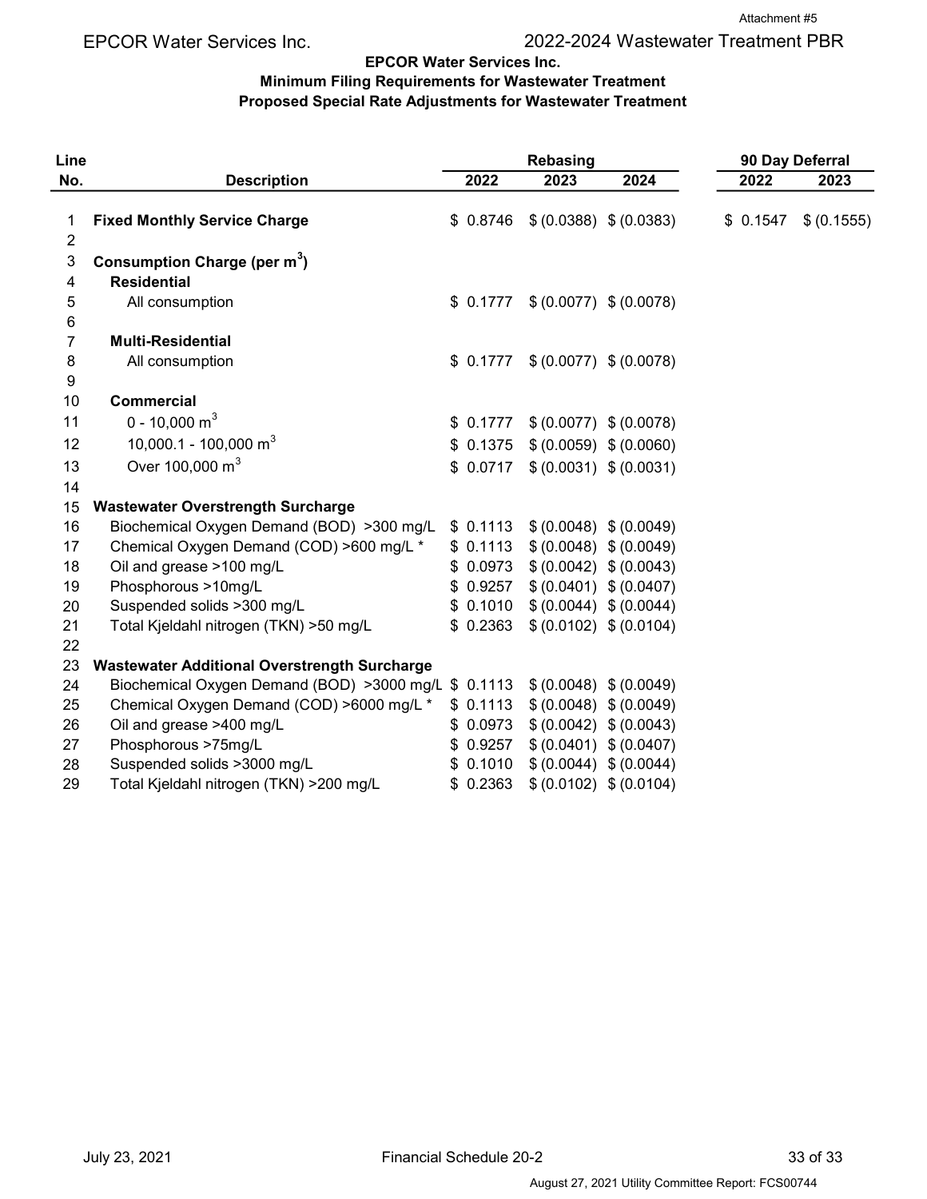Attachment #5

### EPCOR Water Services Inc.
### Minimum Filing Requirements for Wastewater Treatment
### Proposed Special Rate Adjustments for Wastewater Treatment

| Line No. | Description | Rebasing 2022 | Rebasing 2023 | Rebasing 2024 | 90 Day Deferral 2022 | 90 Day Deferral 2023 |
|---|---|---|---|---|---|---|
| 1 | **Fixed Monthly Service Charge** | $ 0.8746 | $ (0.0388) | $ (0.0383) | $ 0.1547 | $ (0.1555) |
| 2 | | | | | | |
| 3 | **Consumption Charge (per m$^3$)** | | | | | |
| 4 | **Residential** | | | | | |
| 5 | All consumption | $ 0.1777 | $ (0.0077) | $ (0.0078) | | |
| 6 | | | | | | |
| 7 | **Multi-Residential** | | | | | |
| 8 | All consumption | $ 0.1777 | $ (0.0077) | $ (0.0078) | | |
| 9 | | | | | | |
| 10 | **Commercial** | | | | | |
| 11 | 0 - 10,000 m$^3$ | $ 0.1777 | $ (0.0077) | $ (0.0078) | | |
| 12 | 10,000.1 - 100,000 m$^3$ | $ 0.1375 | $ (0.0059) | $ (0.0060) | | |
| 13 | Over 100,000 m$^3$ | $ 0.0717 | $ (0.0031) | $ (0.0031) | | |
| 14 | | | | | | |
| 15 | **Wastewater Overstrength Surcharge** | | | | | |
| 16 | Biochemical Oxygen Demand (BOD) >300 mg/L | $ 0.1113 | $ (0.0048) | $ (0.0049) | | |
| 17 | Chemical Oxygen Demand (COD) >600 mg/L * | $ 0.1113 | $ (0.0048) | $ (0.0049) | | |
| 18 | Oil and grease >100 mg/L | $ 0.0973 | $ (0.0042) | $ (0.0043) | | |
| 19 | Phosphorous >10mg/L | $ 0.9257 | $ (0.0401) | $ (0.0407) | | |
| 20 | Suspended solids >300 mg/L | $ 0.1010 | $ (0.0044) | $ (0.0044) | | |
| 21 | Total Kjeldahl nitrogen (TKN) >50 mg/L | $ 0.2363 | $ (0.0102) | $ (0.0104) | | |
| 22 | | | | | | |
| 23 | **Wastewater Additional Overstrength Surcharge** | | | | | |
| 24 | Biochemical Oxygen Demand (BOD) >3000 mg/L | $ 0.1113 | $ (0.0048) | $ (0.0049) | | |
| 25 | Chemical Oxygen Demand (COD) >6000 mg/L * | $ 0.1113 | $ (0.0048) | $ (0.0049) | | |
| 26 | Oil and grease >400 mg/L | $ 0.0973 | $ (0.0042) | $ (0.0043) | | |
| 27 | Phosphorous >75mg/L | $ 0.9257 | $ (0.0401) | $ (0.0407) | | |
| 28 | Suspended solids >3000 mg/L | $ 0.1010 | $ (0.0044) | $ (0.0044) | | |
| 29 | Total Kjeldahl nitrogen (TKN) >200 mg/L | $ 0.2363 | $ (0.0102) | $ (0.0104) | | |

July 23, 2021 Financial Schedule 20-2

August 27, 2021 Utility Committee Report: FCS00744